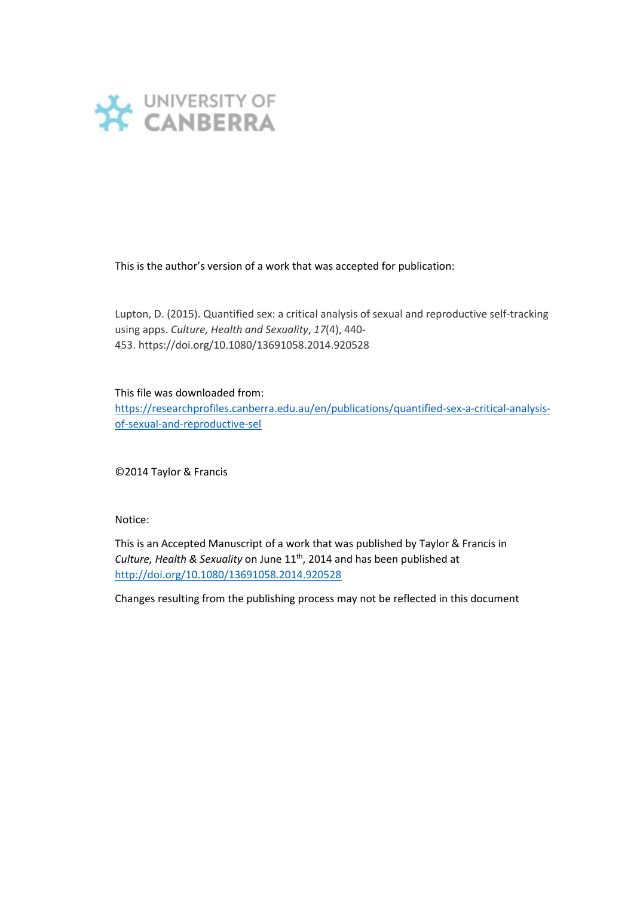UNIVERSITY OF CANBERRA

This is the author's version of a work that was accepted for publication:

Lupton, D. (2015). Quantified sex: a critical analysis of sexual and reproductive self-tracking using apps. *Culture, Health and Sexuality*, *17*(4), 440-453. https://doi.org/10.1080/13691058.2014.920528

This file was downloaded from:
[https://researchprofiles.canberra.edu.au/en/publications/quantified-sex-a-critical-analysis-of-sexual-and-reproductive-sel](https://researchprofiles.canberra.edu.au/en/publications/quantified-sex-a-critical-analysis-of-sexual-and-reproductive-sel)

©2014 Taylor & Francis

Notice:

This is an Accepted Manuscript of a work that was published by Taylor & Francis in *Culture, Health & Sexuality* on June 11th, 2014 and has been published at [http://doi.org/10.1080/13691058.2014.920528](http://doi.org/10.1080/13691058.2014.920528)

Changes resulting from the publishing process may not be reflected in this document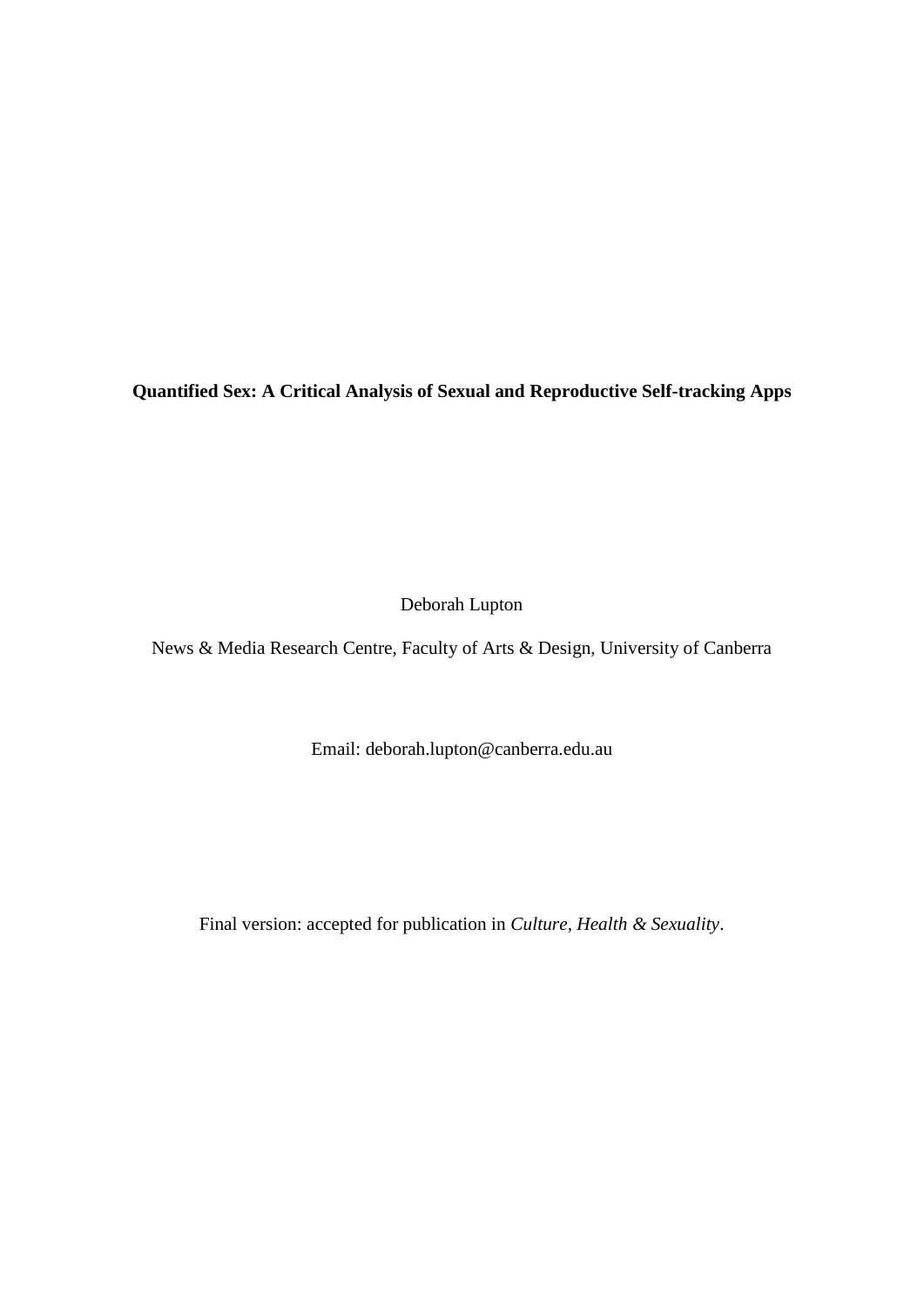**Quantified Sex: A Critical Analysis of Sexual and Reproductive Self-tracking Apps**

Deborah Lupton

News & Media Research Centre, Faculty of Arts & Design, University of Canberra

Email: deborah.lupton@canberra.edu.au

Final version: accepted for publication in *Culture, Health & Sexuality*.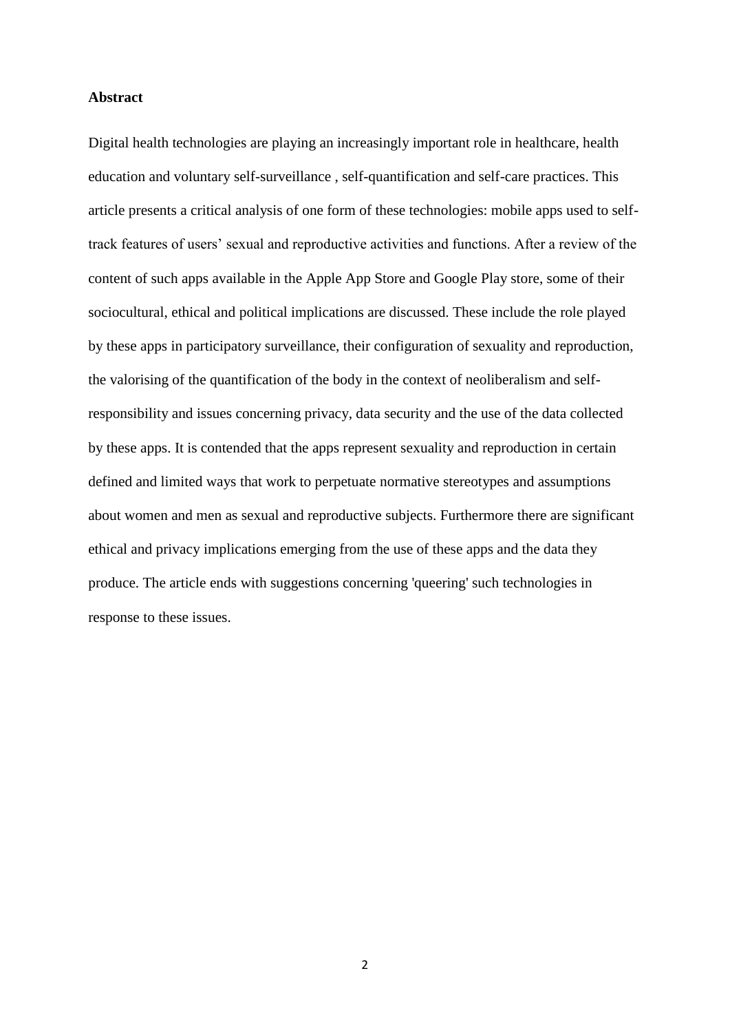**Abstract**

Digital health technologies are playing an increasingly important role in healthcare, health education and voluntary self-surveillance , self-quantification and self-care practices. This article presents a critical analysis of one form of these technologies: mobile apps used to self-track features of users' sexual and reproductive activities and functions. After a review of the content of such apps available in the Apple App Store and Google Play store, some of their sociocultural, ethical and political implications are discussed. These include the role played by these apps in participatory surveillance, their configuration of sexuality and reproduction, the valorising of the quantification of the body in the context of neoliberalism and self-responsibility and issues concerning privacy, data security and the use of the data collected by these apps. It is contended that the apps represent sexuality and reproduction in certain defined and limited ways that work to perpetuate normative stereotypes and assumptions about women and men as sexual and reproductive subjects. Furthermore there are significant ethical and privacy implications emerging from the use of these apps and the data they produce. The article ends with suggestions concerning 'queering' such technologies in response to these issues.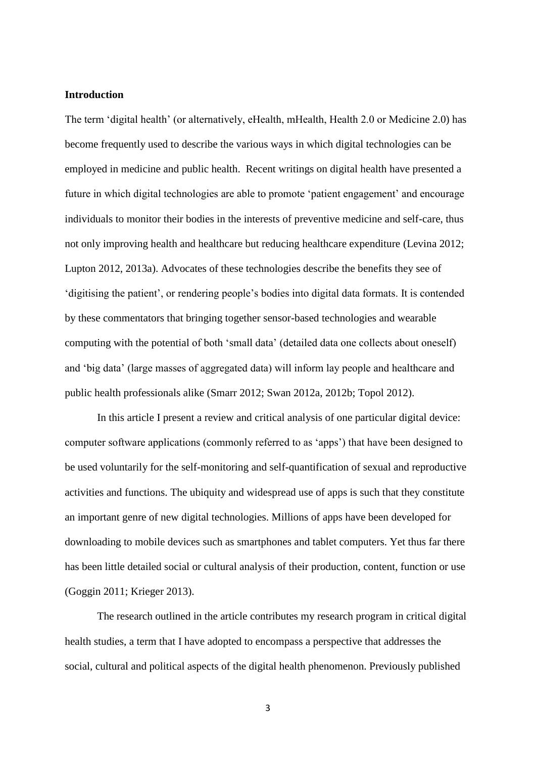**Introduction**

The term 'digital health' (or alternatively, eHealth, mHealth, Health 2.0 or Medicine 2.0) has become frequently used to describe the various ways in which digital technologies can be employed in medicine and public health. Recent writings on digital health have presented a future in which digital technologies are able to promote 'patient engagement' and encourage individuals to monitor their bodies in the interests of preventive medicine and self-care, thus not only improving health and healthcare but reducing healthcare expenditure (Levina 2012; Lupton 2012, 2013a). Advocates of these technologies describe the benefits they see of 'digitising the patient', or rendering people's bodies into digital data formats. It is contended by these commentators that bringing together sensor-based technologies and wearable computing with the potential of both 'small data' (detailed data one collects about oneself) and 'big data' (large masses of aggregated data) will inform lay people and healthcare and public health professionals alike (Smarr 2012; Swan 2012a, 2012b; Topol 2012).

In this article I present a review and critical analysis of one particular digital device: computer software applications (commonly referred to as 'apps') that have been designed to be used voluntarily for the self-monitoring and self-quantification of sexual and reproductive activities and functions. The ubiquity and widespread use of apps is such that they constitute an important genre of new digital technologies. Millions of apps have been developed for downloading to mobile devices such as smartphones and tablet computers. Yet thus far there has been little detailed social or cultural analysis of their production, content, function or use (Goggin 2011; Krieger 2013).

The research outlined in the article contributes my research program in critical digital health studies, a term that I have adopted to encompass a perspective that addresses the social, cultural and political aspects of the digital health phenomenon. Previously published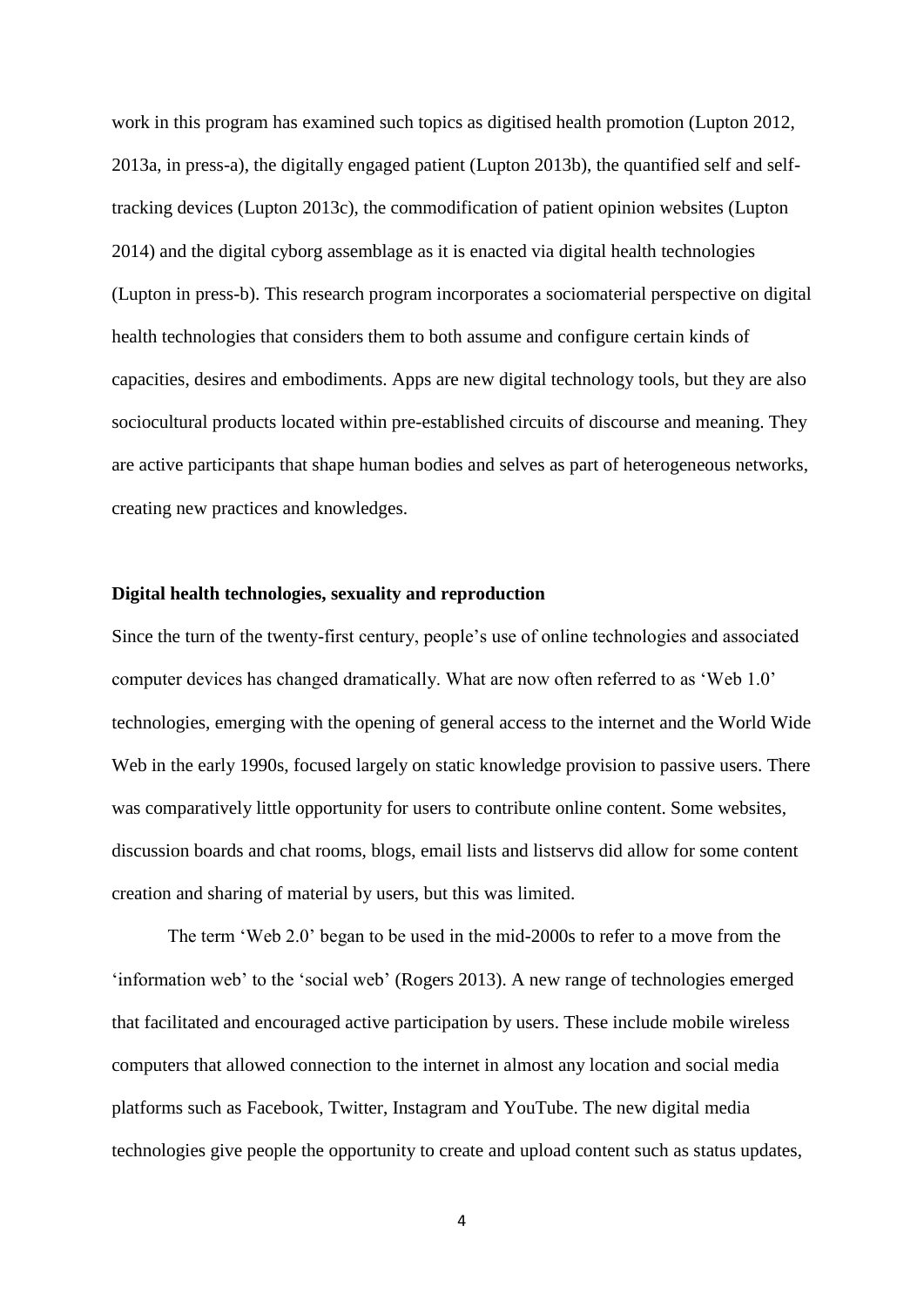work in this program has examined such topics as digitised health promotion (Lupton 2012, 2013a, in press-a), the digitally engaged patient (Lupton 2013b), the quantified self and self-tracking devices (Lupton 2013c), the commodification of patient opinion websites (Lupton 2014) and the digital cyborg assemblage as it is enacted via digital health technologies (Lupton in press-b). This research program incorporates a sociomaterial perspective on digital health technologies that considers them to both assume and configure certain kinds of capacities, desires and embodiments. Apps are new digital technology tools, but they are also sociocultural products located within pre-established circuits of discourse and meaning. They are active participants that shape human bodies and selves as part of heterogeneous networks, creating new practices and knowledges.

**Digital health technologies, sexuality and reproduction**

Since the turn of the twenty-first century, people's use of online technologies and associated computer devices has changed dramatically. What are now often referred to as 'Web 1.0' technologies, emerging with the opening of general access to the internet and the World Wide Web in the early 1990s, focused largely on static knowledge provision to passive users. There was comparatively little opportunity for users to contribute online content. Some websites, discussion boards and chat rooms, blogs, email lists and listservs did allow for some content creation and sharing of material by users, but this was limited.

The term 'Web 2.0' began to be used in the mid-2000s to refer to a move from the 'information web' to the 'social web' (Rogers 2013). A new range of technologies emerged that facilitated and encouraged active participation by users. These include mobile wireless computers that allowed connection to the internet in almost any location and social media platforms such as Facebook, Twitter, Instagram and YouTube. The new digital media technologies give people the opportunity to create and upload content such as status updates,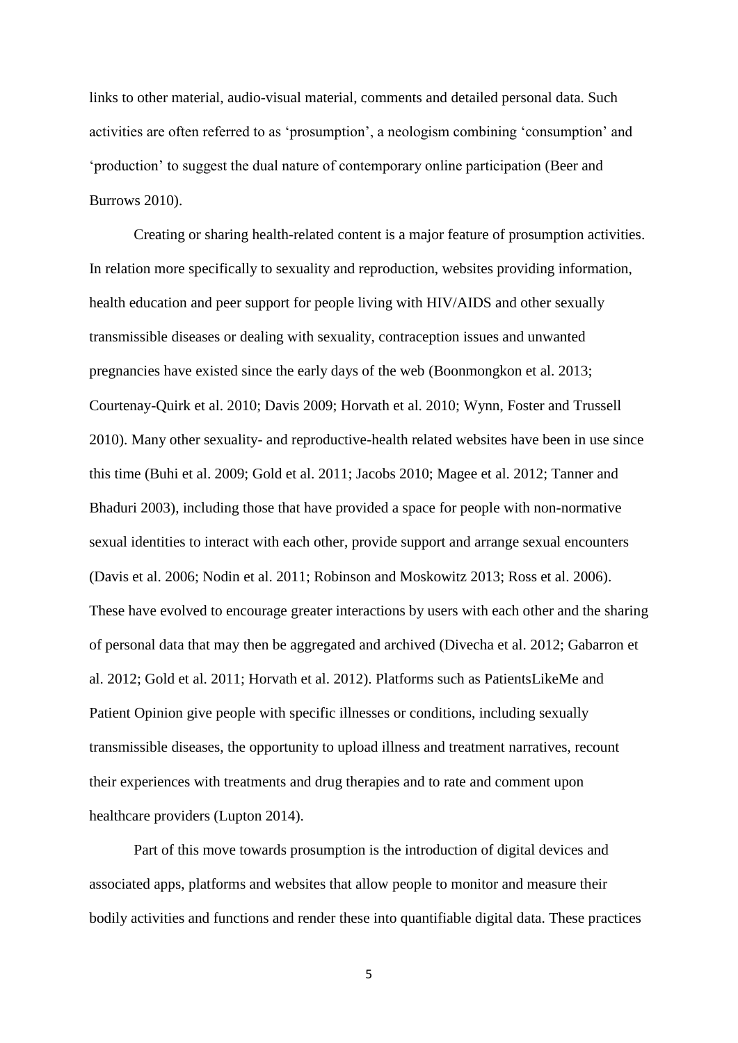links to other material, audio-visual material, comments and detailed personal data. Such activities are often referred to as 'prosumption', a neologism combining 'consumption' and 'production' to suggest the dual nature of contemporary online participation (Beer and Burrows 2010).

Creating or sharing health-related content is a major feature of prosumption activities. In relation more specifically to sexuality and reproduction, websites providing information, health education and peer support for people living with HIV/AIDS and other sexually transmissible diseases or dealing with sexuality, contraception issues and unwanted pregnancies have existed since the early days of the web (Boonmongkon et al. 2013; Courtenay-Quirk et al. 2010; Davis 2009; Horvath et al. 2010; Wynn, Foster and Trussell 2010). Many other sexuality- and reproductive-health related websites have been in use since this time (Buhi et al. 2009; Gold et al. 2011; Jacobs 2010; Magee et al. 2012; Tanner and Bhaduri 2003), including those that have provided a space for people with non-normative sexual identities to interact with each other, provide support and arrange sexual encounters (Davis et al. 2006; Nodin et al. 2011; Robinson and Moskowitz 2013; Ross et al. 2006). These have evolved to encourage greater interactions by users with each other and the sharing of personal data that may then be aggregated and archived (Divecha et al. 2012; Gabarron et al. 2012; Gold et al. 2011; Horvath et al. 2012). Platforms such as PatientsLikeMe and Patient Opinion give people with specific illnesses or conditions, including sexually transmissible diseases, the opportunity to upload illness and treatment narratives, recount their experiences with treatments and drug therapies and to rate and comment upon healthcare providers (Lupton 2014).

Part of this move towards prosumption is the introduction of digital devices and associated apps, platforms and websites that allow people to monitor and measure their bodily activities and functions and render these into quantifiable digital data. These practices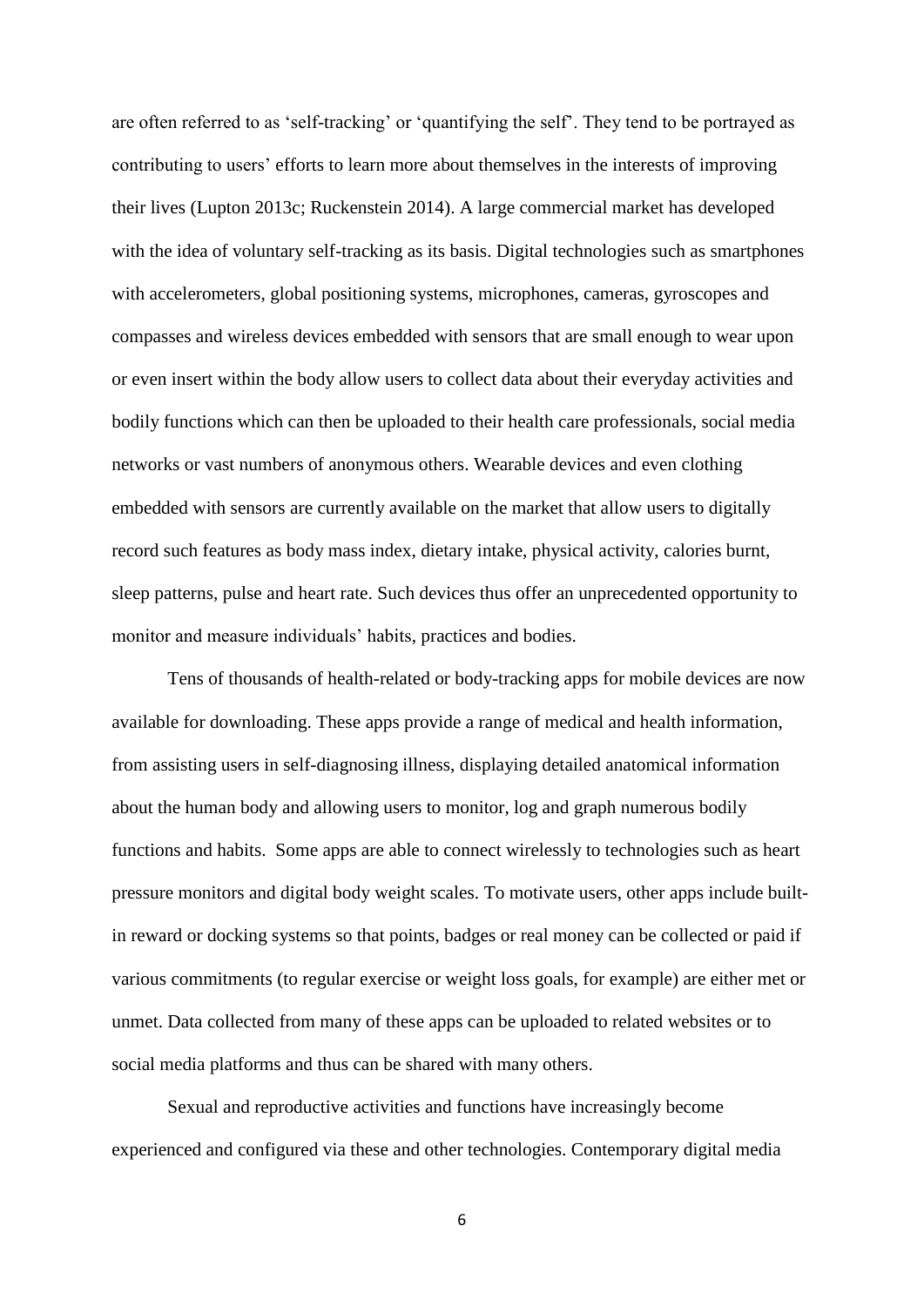are often referred to as 'self-tracking' or 'quantifying the self'. They tend to be portrayed as contributing to users' efforts to learn more about themselves in the interests of improving their lives (Lupton 2013c; Ruckenstein 2014). A large commercial market has developed with the idea of voluntary self-tracking as its basis. Digital technologies such as smartphones with accelerometers, global positioning systems, microphones, cameras, gyroscopes and compasses and wireless devices embedded with sensors that are small enough to wear upon or even insert within the body allow users to collect data about their everyday activities and bodily functions which can then be uploaded to their health care professionals, social media networks or vast numbers of anonymous others. Wearable devices and even clothing embedded with sensors are currently available on the market that allow users to digitally record such features as body mass index, dietary intake, physical activity, calories burnt, sleep patterns, pulse and heart rate. Such devices thus offer an unprecedented opportunity to monitor and measure individuals' habits, practices and bodies.

Tens of thousands of health-related or body-tracking apps for mobile devices are now available for downloading. These apps provide a range of medical and health information, from assisting users in self-diagnosing illness, displaying detailed anatomical information about the human body and allowing users to monitor, log and graph numerous bodily functions and habits. Some apps are able to connect wirelessly to technologies such as heart pressure monitors and digital body weight scales. To motivate users, other apps include built-in reward or docking systems so that points, badges or real money can be collected or paid if various commitments (to regular exercise or weight loss goals, for example) are either met or unmet. Data collected from many of these apps can be uploaded to related websites or to social media platforms and thus can be shared with many others.

Sexual and reproductive activities and functions have increasingly become experienced and configured via these and other technologies. Contemporary digital media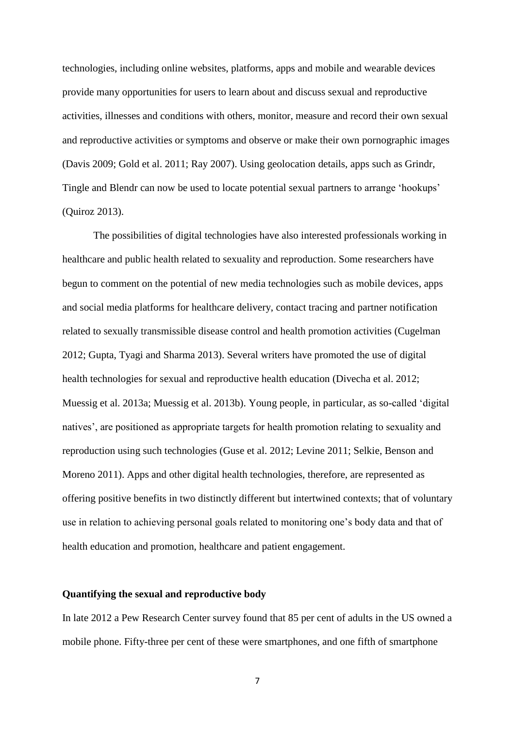technologies, including online websites, platforms, apps and mobile and wearable devices provide many opportunities for users to learn about and discuss sexual and reproductive activities, illnesses and conditions with others, monitor, measure and record their own sexual and reproductive activities or symptoms and observe or make their own pornographic images (Davis 2009; Gold et al. 2011; Ray 2007). Using geolocation details, apps such as Grindr, Tingle and Blendr can now be used to locate potential sexual partners to arrange 'hookups' (Quiroz 2013).

The possibilities of digital technologies have also interested professionals working in healthcare and public health related to sexuality and reproduction. Some researchers have begun to comment on the potential of new media technologies such as mobile devices, apps and social media platforms for healthcare delivery, contact tracing and partner notification related to sexually transmissible disease control and health promotion activities (Cugelman 2012; Gupta, Tyagi and Sharma 2013). Several writers have promoted the use of digital health technologies for sexual and reproductive health education (Divecha et al. 2012; Muessig et al. 2013a; Muessig et al. 2013b). Young people, in particular, as so-called 'digital natives', are positioned as appropriate targets for health promotion relating to sexuality and reproduction using such technologies (Guse et al. 2012; Levine 2011; Selkie, Benson and Moreno 2011). Apps and other digital health technologies, therefore, are represented as offering positive benefits in two distinctly different but intertwined contexts; that of voluntary use in relation to achieving personal goals related to monitoring one's body data and that of health education and promotion, healthcare and patient engagement.

## Quantifying the sexual and reproductive body

In late 2012 a Pew Research Center survey found that 85 per cent of adults in the US owned a mobile phone. Fifty-three per cent of these were smartphones, and one fifth of smartphone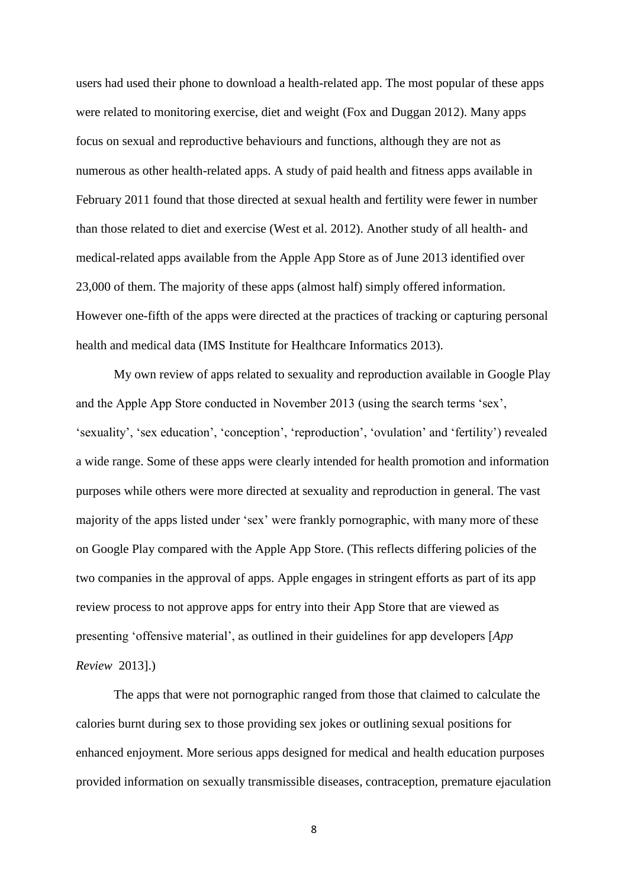users had used their phone to download a health-related app. The most popular of these apps were related to monitoring exercise, diet and weight (Fox and Duggan 2012). Many apps focus on sexual and reproductive behaviours and functions, although they are not as numerous as other health-related apps. A study of paid health and fitness apps available in February 2011 found that those directed at sexual health and fertility were fewer in number than those related to diet and exercise (West et al. 2012). Another study of all health- and medical-related apps available from the Apple App Store as of June 2013 identified over 23,000 of them. The majority of these apps (almost half) simply offered information. However one-fifth of the apps were directed at the practices of tracking or capturing personal health and medical data (IMS Institute for Healthcare Informatics 2013).

My own review of apps related to sexuality and reproduction available in Google Play and the Apple App Store conducted in November 2013 (using the search terms 'sex', 'sexuality', 'sex education', 'conception', 'reproduction', 'ovulation' and 'fertility') revealed a wide range. Some of these apps were clearly intended for health promotion and information purposes while others were more directed at sexuality and reproduction in general. The vast majority of the apps listed under 'sex' were frankly pornographic, with many more of these on Google Play compared with the Apple App Store. (This reflects differing policies of the two companies in the approval of apps. Apple engages in stringent efforts as part of its app review process to not approve apps for entry into their App Store that are viewed as presenting 'offensive material', as outlined in their guidelines for app developers [*App Review* 2013].)

The apps that were not pornographic ranged from those that claimed to calculate the calories burnt during sex to those providing sex jokes or outlining sexual positions for enhanced enjoyment. More serious apps designed for medical and health education purposes provided information on sexually transmissible diseases, contraception, premature ejaculation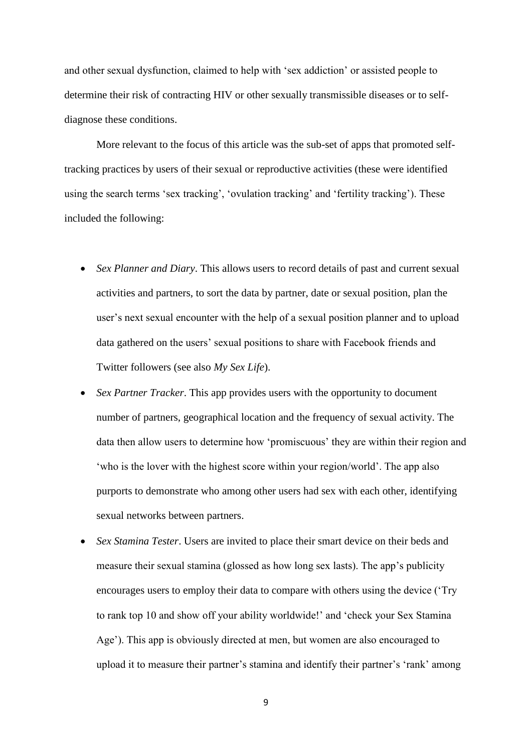and other sexual dysfunction, claimed to help with 'sex addiction' or assisted people to determine their risk of contracting HIV or other sexually transmissible diseases or to self-diagnose these conditions.

More relevant to the focus of this article was the sub-set of apps that promoted self-tracking practices by users of their sexual or reproductive activities (these were identified using the search terms 'sex tracking', 'ovulation tracking' and 'fertility tracking'). These included the following:

- *Sex Planner and Diary*. This allows users to record details of past and current sexual activities and partners, to sort the data by partner, date or sexual position, plan the user's next sexual encounter with the help of a sexual position planner and to upload data gathered on the users' sexual positions to share with Facebook friends and Twitter followers (see also *My Sex Life*).
- *Sex Partner Tracker*. This app provides users with the opportunity to document number of partners, geographical location and the frequency of sexual activity. The data then allow users to determine how 'promiscuous' they are within their region and 'who is the lover with the highest score within your region/world'. The app also purports to demonstrate who among other users had sex with each other, identifying sexual networks between partners.
- *Sex Stamina Tester*. Users are invited to place their smart device on their beds and measure their sexual stamina (glossed as how long sex lasts). The app's publicity encourages users to employ their data to compare with others using the device ('Try to rank top 10 and show off your ability worldwide!' and 'check your Sex Stamina Age'). This app is obviously directed at men, but women are also encouraged to upload it to measure their partner's stamina and identify their partner's 'rank' among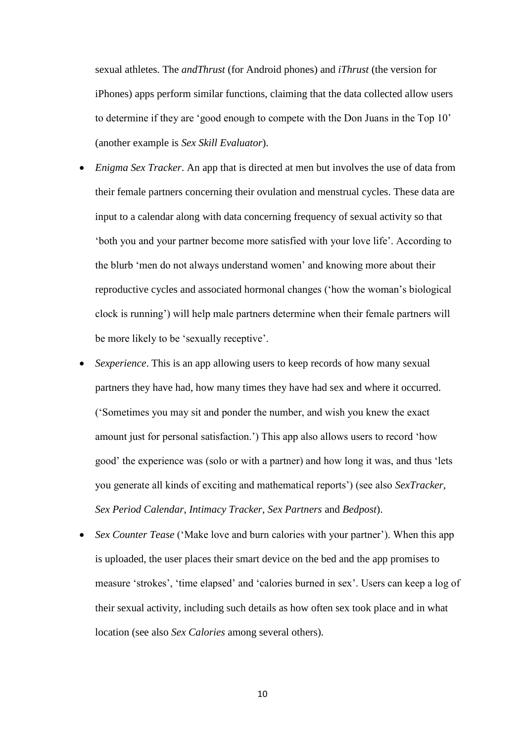sexual athletes. The *andThrust* (for Android phones) and *iThrust* (the version for iPhones) apps perform similar functions, claiming that the data collected allow users to determine if they are 'good enough to compete with the Don Juans in the Top 10' (another example is *Sex Skill Evaluator*).

- *Enigma Sex Tracker*. An app that is directed at men but involves the use of data from their female partners concerning their ovulation and menstrual cycles. These data are input to a calendar along with data concerning frequency of sexual activity so that 'both you and your partner become more satisfied with your love life'. According to the blurb 'men do not always understand women' and knowing more about their reproductive cycles and associated hormonal changes ('how the woman's biological clock is running') will help male partners determine when their female partners will be more likely to be 'sexually receptive'.
- *Sexperience*. This is an app allowing users to keep records of how many sexual partners they have had, how many times they have had sex and where it occurred. ('Sometimes you may sit and ponder the number, and wish you knew the exact amount just for personal satisfaction.') This app also allows users to record 'how good' the experience was (solo or with a partner) and how long it was, and thus 'lets you generate all kinds of exciting and mathematical reports') (see also *SexTracker*, *Sex Period Calendar*, *Intimacy Tracker*, *Sex Partners* and *Bedpost*).
- *Sex Counter Tease* ('Make love and burn calories with your partner'). When this app is uploaded, the user places their smart device on the bed and the app promises to measure 'strokes', 'time elapsed' and 'calories burned in sex'. Users can keep a log of their sexual activity, including such details as how often sex took place and in what location (see also *Sex Calories* among several others).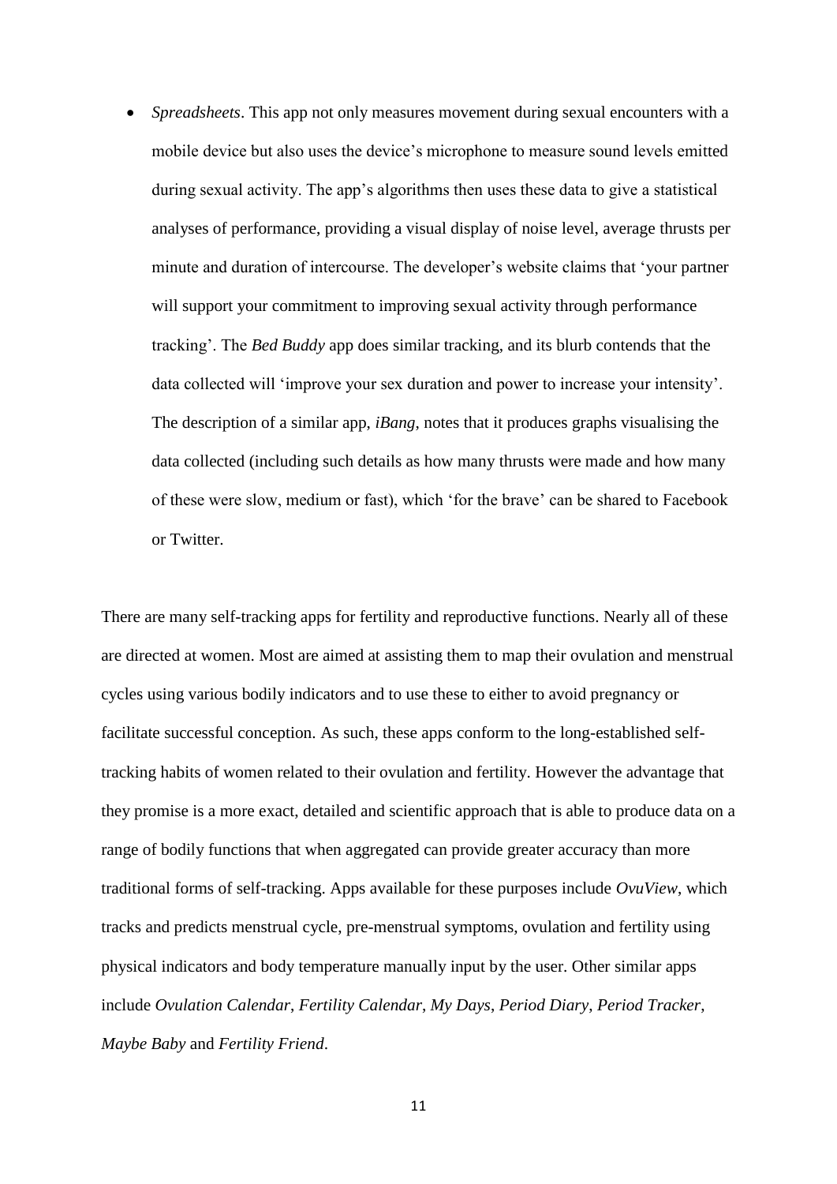- *Spreadsheets*. This app not only measures movement during sexual encounters with a mobile device but also uses the device's microphone to measure sound levels emitted during sexual activity. The app's algorithms then uses these data to give a statistical analyses of performance, providing a visual display of noise level, average thrusts per minute and duration of intercourse. The developer's website claims that 'your partner will support your commitment to improving sexual activity through performance tracking'. The *Bed Buddy* app does similar tracking, and its blurb contends that the data collected will 'improve your sex duration and power to increase your intensity'. The description of a similar app, *iBang*, notes that it produces graphs visualising the data collected (including such details as how many thrusts were made and how many of these were slow, medium or fast), which 'for the brave' can be shared to Facebook or Twitter.

There are many self-tracking apps for fertility and reproductive functions. Nearly all of these are directed at women. Most are aimed at assisting them to map their ovulation and menstrual cycles using various bodily indicators and to use these to either to avoid pregnancy or facilitate successful conception. As such, these apps conform to the long-established self-tracking habits of women related to their ovulation and fertility. However the advantage that they promise is a more exact, detailed and scientific approach that is able to produce data on a range of bodily functions that when aggregated can provide greater accuracy than more traditional forms of self-tracking. Apps available for these purposes include *OvuView*, which tracks and predicts menstrual cycle, pre-menstrual symptoms, ovulation and fertility using physical indicators and body temperature manually input by the user. Other similar apps include *Ovulation Calendar*, *Fertility Calendar*, *My Days*, *Period Diary*, *Period Tracker*, *Maybe Baby* and *Fertility Friend*.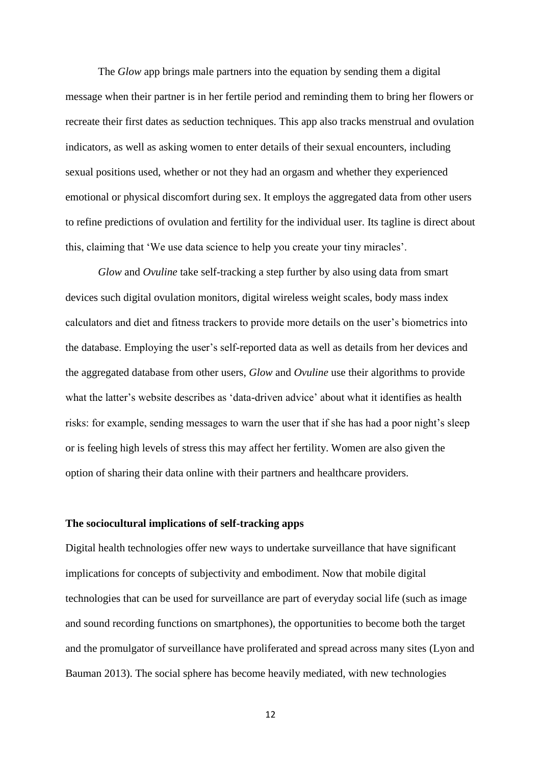The *Glow* app brings male partners into the equation by sending them a digital message when their partner is in her fertile period and reminding them to bring her flowers or recreate their first dates as seduction techniques. This app also tracks menstrual and ovulation indicators, as well as asking women to enter details of their sexual encounters, including sexual positions used, whether or not they had an orgasm and whether they experienced emotional or physical discomfort during sex. It employs the aggregated data from other users to refine predictions of ovulation and fertility for the individual user. Its tagline is direct about this, claiming that 'We use data science to help you create your tiny miracles'.

*Glow* and *Ovuline* take self-tracking a step further by also using data from smart devices such digital ovulation monitors, digital wireless weight scales, body mass index calculators and diet and fitness trackers to provide more details on the user's biometrics into the database. Employing the user's self-reported data as well as details from her devices and the aggregated database from other users, *Glow* and *Ovuline* use their algorithms to provide what the latter's website describes as 'data-driven advice' about what it identifies as health risks: for example, sending messages to warn the user that if she has had a poor night's sleep or is feeling high levels of stress this may affect her fertility. Women are also given the option of sharing their data online with their partners and healthcare providers.

**The sociocultural implications of self-tracking apps**

Digital health technologies offer new ways to undertake surveillance that have significant implications for concepts of subjectivity and embodiment. Now that mobile digital technologies that can be used for surveillance are part of everyday social life (such as image and sound recording functions on smartphones), the opportunities to become both the target and the promulgator of surveillance have proliferated and spread across many sites (Lyon and Bauman 2013). The social sphere has become heavily mediated, with new technologies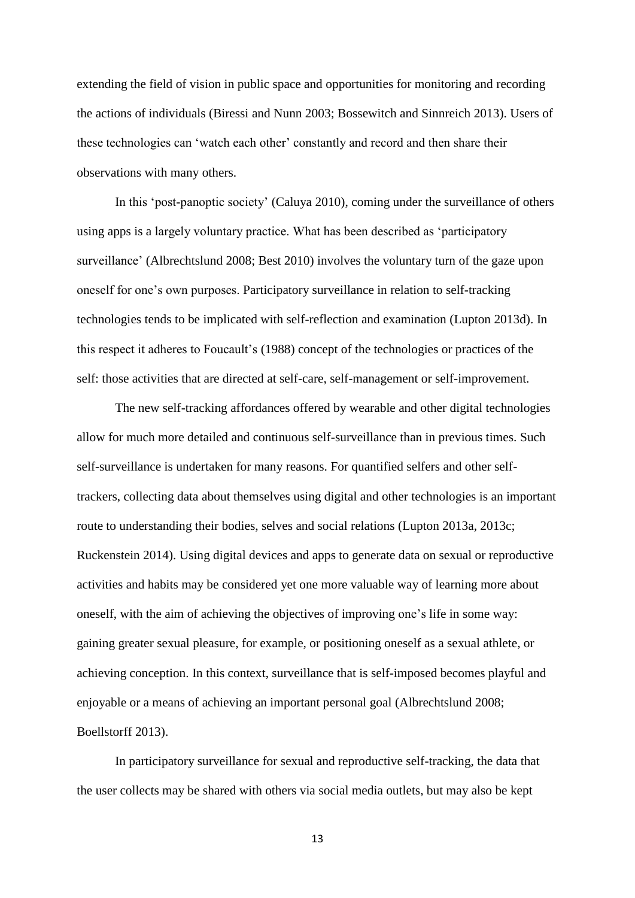extending the field of vision in public space and opportunities for monitoring and recording the actions of individuals (Biressi and Nunn 2003; Bossewitch and Sinnreich 2013). Users of these technologies can 'watch each other' constantly and record and then share their observations with many others.

In this 'post-panoptic society' (Caluya 2010), coming under the surveillance of others using apps is a largely voluntary practice. What has been described as 'participatory surveillance' (Albrechtslund 2008; Best 2010) involves the voluntary turn of the gaze upon oneself for one's own purposes. Participatory surveillance in relation to self-tracking technologies tends to be implicated with self-reflection and examination (Lupton 2013d). In this respect it adheres to Foucault's (1988) concept of the technologies or practices of the self: those activities that are directed at self-care, self-management or self-improvement.

The new self-tracking affordances offered by wearable and other digital technologies allow for much more detailed and continuous self-surveillance than in previous times. Such self-surveillance is undertaken for many reasons. For quantified selfers and other self-trackers, collecting data about themselves using digital and other technologies is an important route to understanding their bodies, selves and social relations (Lupton 2013a, 2013c; Ruckenstein 2014). Using digital devices and apps to generate data on sexual or reproductive activities and habits may be considered yet one more valuable way of learning more about oneself, with the aim of achieving the objectives of improving one's life in some way: gaining greater sexual pleasure, for example, or positioning oneself as a sexual athlete, or achieving conception. In this context, surveillance that is self-imposed becomes playful and enjoyable or a means of achieving an important personal goal (Albrechtslund 2008; Boellstorff 2013).

In participatory surveillance for sexual and reproductive self-tracking, the data that the user collects may be shared with others via social media outlets, but may also be kept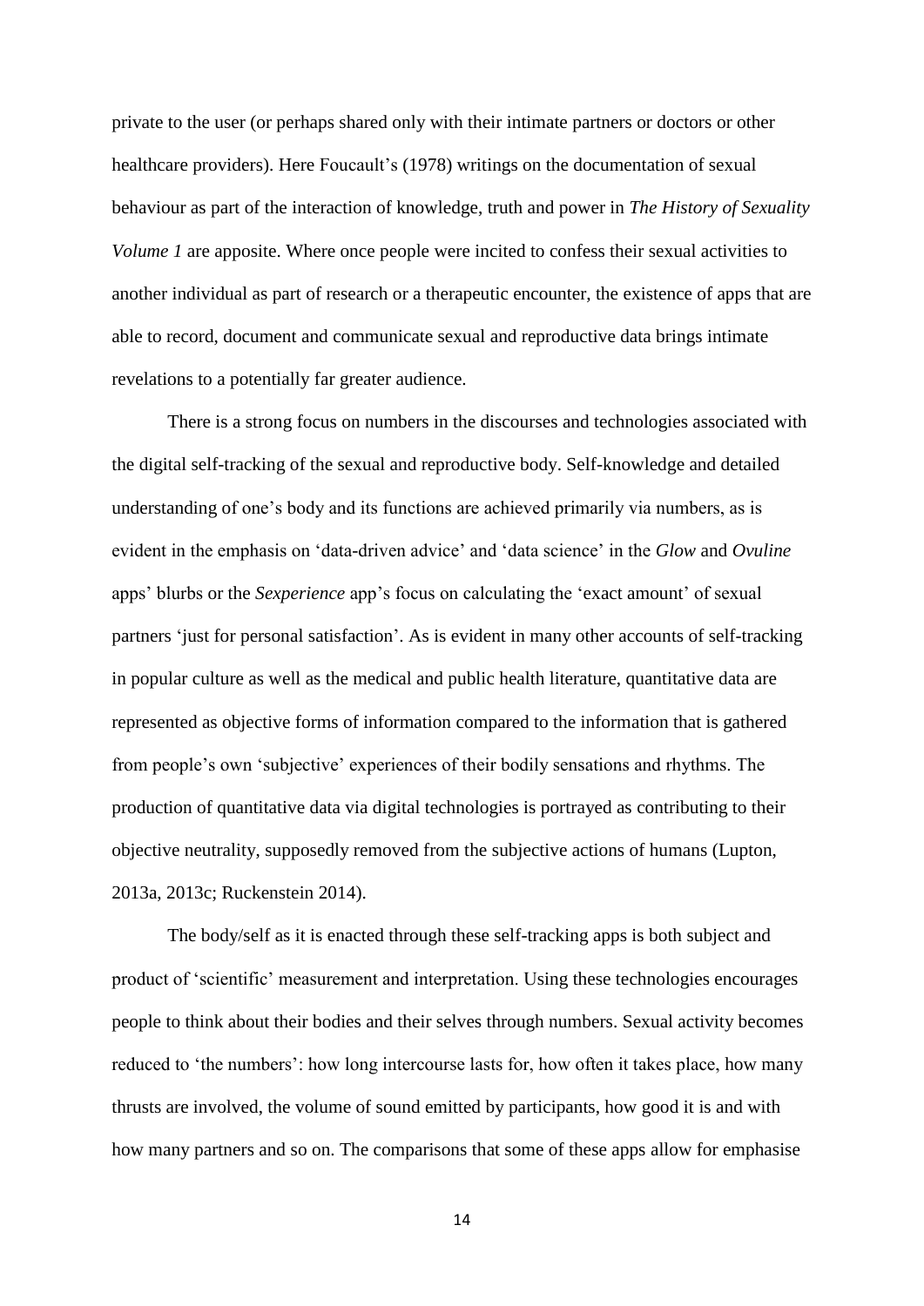private to the user (or perhaps shared only with their intimate partners or doctors or other healthcare providers). Here Foucault's (1978) writings on the documentation of sexual behaviour as part of the interaction of knowledge, truth and power in *The History of Sexuality Volume 1* are apposite. Where once people were incited to confess their sexual activities to another individual as part of research or a therapeutic encounter, the existence of apps that are able to record, document and communicate sexual and reproductive data brings intimate revelations to a potentially far greater audience.

There is a strong focus on numbers in the discourses and technologies associated with the digital self-tracking of the sexual and reproductive body. Self-knowledge and detailed understanding of one's body and its functions are achieved primarily via numbers, as is evident in the emphasis on 'data-driven advice' and 'data science' in the *Glow* and *Ovuline* apps' blurbs or the *Sexperience* app's focus on calculating the 'exact amount' of sexual partners 'just for personal satisfaction'. As is evident in many other accounts of self-tracking in popular culture as well as the medical and public health literature, quantitative data are represented as objective forms of information compared to the information that is gathered from people's own 'subjective' experiences of their bodily sensations and rhythms. The production of quantitative data via digital technologies is portrayed as contributing to their objective neutrality, supposedly removed from the subjective actions of humans (Lupton, 2013a, 2013c; Ruckenstein 2014).

The body/self as it is enacted through these self-tracking apps is both subject and product of 'scientific' measurement and interpretation. Using these technologies encourages people to think about their bodies and their selves through numbers. Sexual activity becomes reduced to 'the numbers': how long intercourse lasts for, how often it takes place, how many thrusts are involved, the volume of sound emitted by participants, how good it is and with how many partners and so on. The comparisons that some of these apps allow for emphasise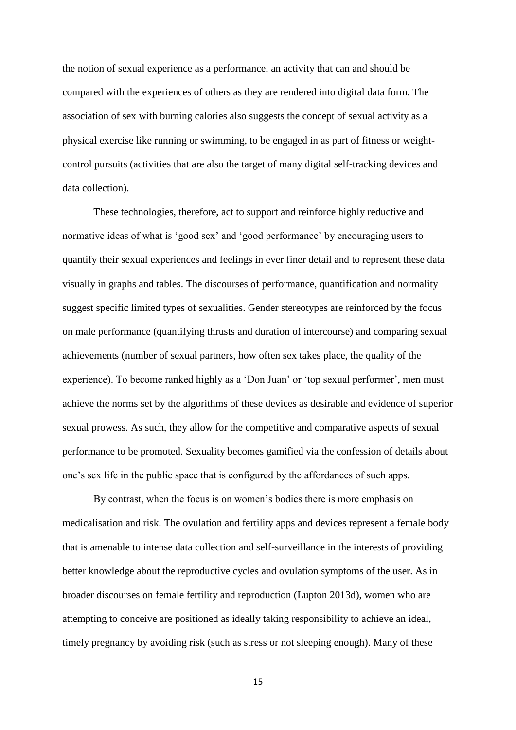the notion of sexual experience as a performance, an activity that can and should be compared with the experiences of others as they are rendered into digital data form. The association of sex with burning calories also suggests the concept of sexual activity as a physical exercise like running or swimming, to be engaged in as part of fitness or weight-control pursuits (activities that are also the target of many digital self-tracking devices and data collection).

These technologies, therefore, act to support and reinforce highly reductive and normative ideas of what is 'good sex' and 'good performance' by encouraging users to quantify their sexual experiences and feelings in ever finer detail and to represent these data visually in graphs and tables. The discourses of performance, quantification and normality suggest specific limited types of sexualities. Gender stereotypes are reinforced by the focus on male performance (quantifying thrusts and duration of intercourse) and comparing sexual achievements (number of sexual partners, how often sex takes place, the quality of the experience). To become ranked highly as a 'Don Juan' or 'top sexual performer', men must achieve the norms set by the algorithms of these devices as desirable and evidence of superior sexual prowess. As such, they allow for the competitive and comparative aspects of sexual performance to be promoted. Sexuality becomes gamified via the confession of details about one's sex life in the public space that is configured by the affordances of such apps.

By contrast, when the focus is on women's bodies there is more emphasis on medicalisation and risk. The ovulation and fertility apps and devices represent a female body that is amenable to intense data collection and self-surveillance in the interests of providing better knowledge about the reproductive cycles and ovulation symptoms of the user. As in broader discourses on female fertility and reproduction (Lupton 2013d), women who are attempting to conceive are positioned as ideally taking responsibility to achieve an ideal, timely pregnancy by avoiding risk (such as stress or not sleeping enough). Many of these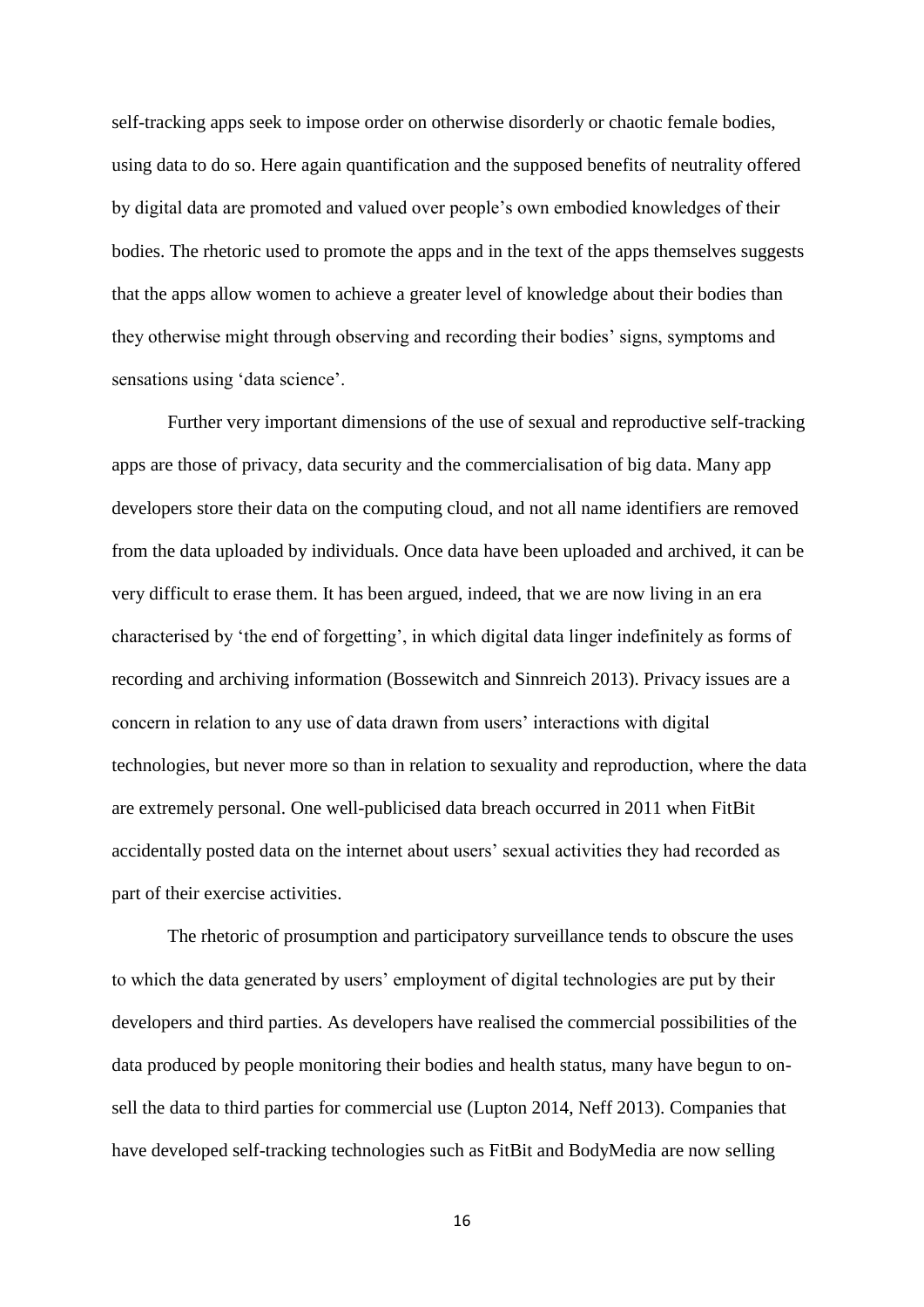self-tracking apps seek to impose order on otherwise disorderly or chaotic female bodies, using data to do so. Here again quantification and the supposed benefits of neutrality offered by digital data are promoted and valued over people's own embodied knowledges of their bodies. The rhetoric used to promote the apps and in the text of the apps themselves suggests that the apps allow women to achieve a greater level of knowledge about their bodies than they otherwise might through observing and recording their bodies' signs, symptoms and sensations using 'data science'.

Further very important dimensions of the use of sexual and reproductive self-tracking apps are those of privacy, data security and the commercialisation of big data. Many app developers store their data on the computing cloud, and not all name identifiers are removed from the data uploaded by individuals. Once data have been uploaded and archived, it can be very difficult to erase them. It has been argued, indeed, that we are now living in an era characterised by 'the end of forgetting', in which digital data linger indefinitely as forms of recording and archiving information (Bossewitch and Sinnreich 2013). Privacy issues are a concern in relation to any use of data drawn from users' interactions with digital technologies, but never more so than in relation to sexuality and reproduction, where the data are extremely personal. One well-publicised data breach occurred in 2011 when FitBit accidentally posted data on the internet about users' sexual activities they had recorded as part of their exercise activities.

The rhetoric of prosumption and participatory surveillance tends to obscure the uses to which the data generated by users' employment of digital technologies are put by their developers and third parties. As developers have realised the commercial possibilities of the data produced by people monitoring their bodies and health status, many have begun to on-sell the data to third parties for commercial use (Lupton 2014, Neff 2013). Companies that have developed self-tracking technologies such as FitBit and BodyMedia are now selling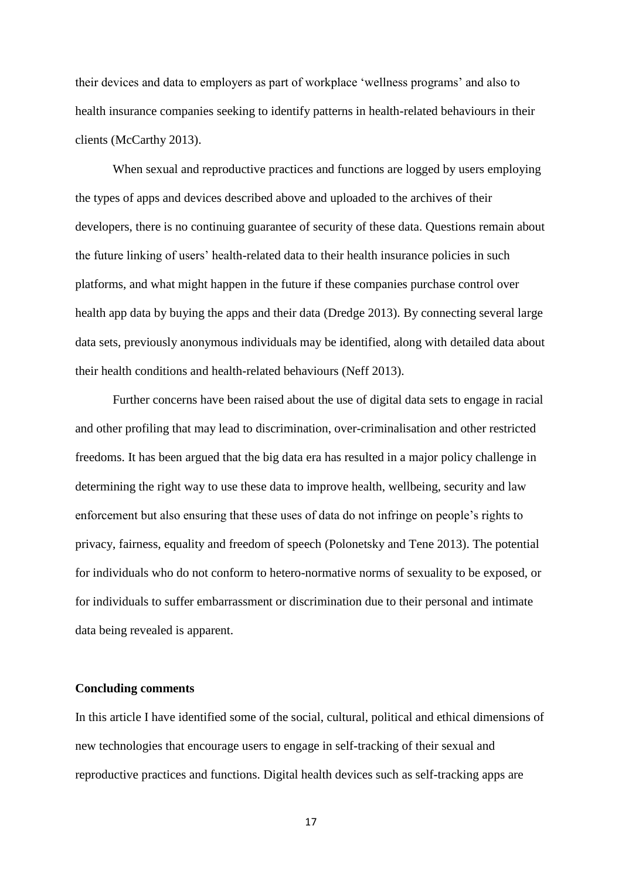their devices and data to employers as part of workplace 'wellness programs' and also to health insurance companies seeking to identify patterns in health-related behaviours in their clients (McCarthy 2013).

When sexual and reproductive practices and functions are logged by users employing the types of apps and devices described above and uploaded to the archives of their developers, there is no continuing guarantee of security of these data. Questions remain about the future linking of users' health-related data to their health insurance policies in such platforms, and what might happen in the future if these companies purchase control over health app data by buying the apps and their data (Dredge 2013). By connecting several large data sets, previously anonymous individuals may be identified, along with detailed data about their health conditions and health-related behaviours (Neff 2013).

Further concerns have been raised about the use of digital data sets to engage in racial and other profiling that may lead to discrimination, over-criminalisation and other restricted freedoms. It has been argued that the big data era has resulted in a major policy challenge in determining the right way to use these data to improve health, wellbeing, security and law enforcement but also ensuring that these uses of data do not infringe on people's rights to privacy, fairness, equality and freedom of speech (Polonetsky and Tene 2013). The potential for individuals who do not conform to hetero-normative norms of sexuality to be exposed, or for individuals to suffer embarrassment or discrimination due to their personal and intimate data being revealed is apparent.

## Concluding comments

In this article I have identified some of the social, cultural, political and ethical dimensions of new technologies that encourage users to engage in self-tracking of their sexual and reproductive practices and functions. Digital health devices such as self-tracking apps are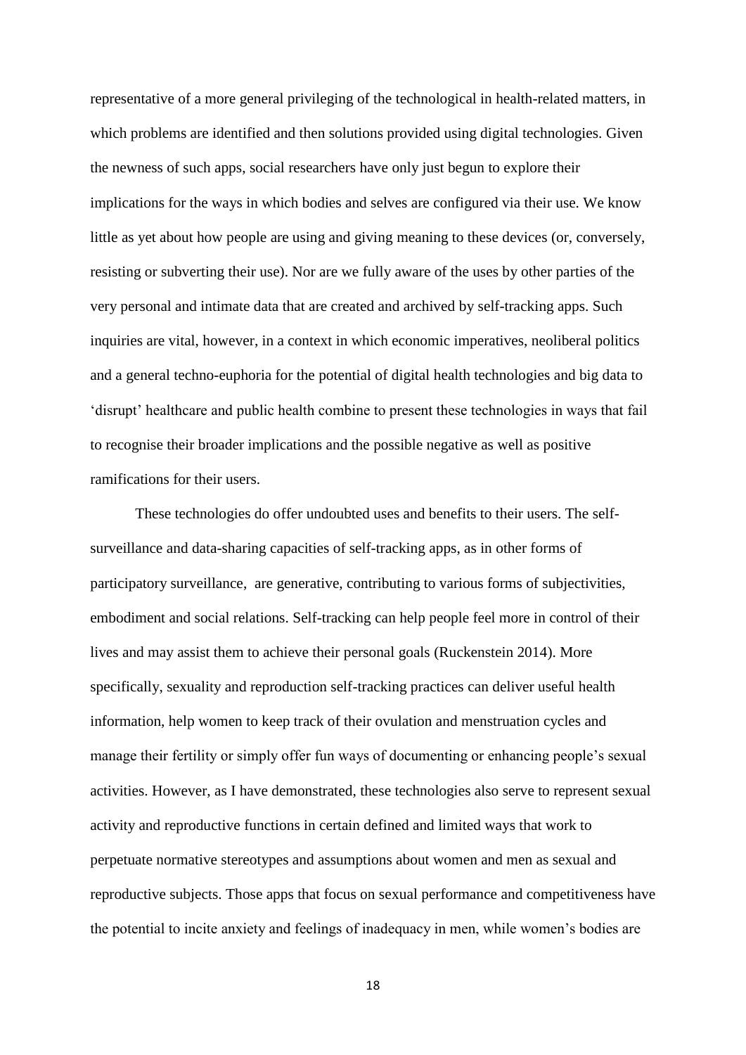representative of a more general privileging of the technological in health-related matters, in which problems are identified and then solutions provided using digital technologies. Given the newness of such apps, social researchers have only just begun to explore their implications for the ways in which bodies and selves are configured via their use. We know little as yet about how people are using and giving meaning to these devices (or, conversely, resisting or subverting their use). Nor are we fully aware of the uses by other parties of the very personal and intimate data that are created and archived by self-tracking apps. Such inquiries are vital, however, in a context in which economic imperatives, neoliberal politics and a general techno-euphoria for the potential of digital health technologies and big data to 'disrupt' healthcare and public health combine to present these technologies in ways that fail to recognise their broader implications and the possible negative as well as positive ramifications for their users.

These technologies do offer undoubted uses and benefits to their users. The self-surveillance and data-sharing capacities of self-tracking apps, as in other forms of participatory surveillance, are generative, contributing to various forms of subjectivities, embodiment and social relations. Self-tracking can help people feel more in control of their lives and may assist them to achieve their personal goals (Ruckenstein 2014). More specifically, sexuality and reproduction self-tracking practices can deliver useful health information, help women to keep track of their ovulation and menstruation cycles and manage their fertility or simply offer fun ways of documenting or enhancing people's sexual activities. However, as I have demonstrated, these technologies also serve to represent sexual activity and reproductive functions in certain defined and limited ways that work to perpetuate normative stereotypes and assumptions about women and men as sexual and reproductive subjects. Those apps that focus on sexual performance and competitiveness have the potential to incite anxiety and feelings of inadequacy in men, while women's bodies are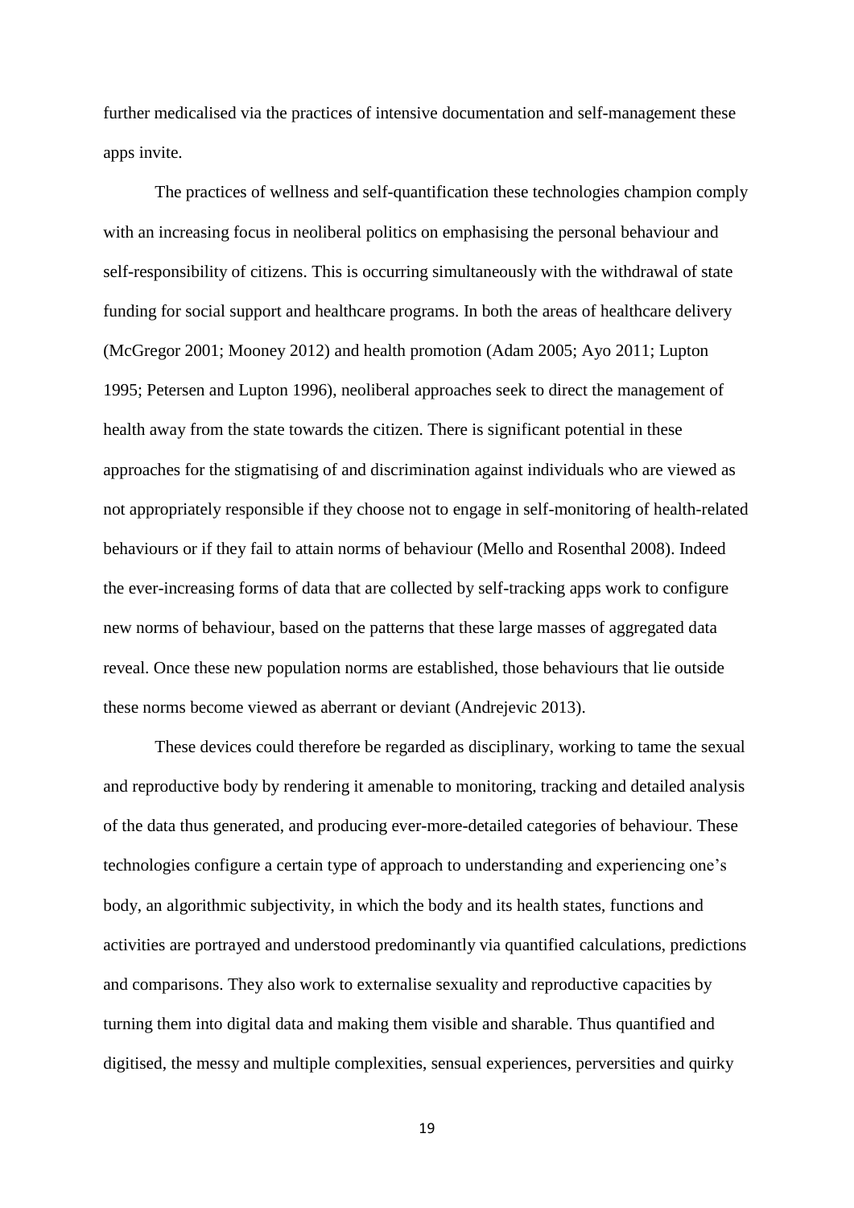further medicalised via the practices of intensive documentation and self-management these apps invite.

The practices of wellness and self-quantification these technologies champion comply with an increasing focus in neoliberal politics on emphasising the personal behaviour and self-responsibility of citizens. This is occurring simultaneously with the withdrawal of state funding for social support and healthcare programs. In both the areas of healthcare delivery (McGregor 2001; Mooney 2012) and health promotion (Adam 2005; Ayo 2011; Lupton 1995; Petersen and Lupton 1996), neoliberal approaches seek to direct the management of health away from the state towards the citizen. There is significant potential in these approaches for the stigmatising of and discrimination against individuals who are viewed as not appropriately responsible if they choose not to engage in self-monitoring of health-related behaviours or if they fail to attain norms of behaviour (Mello and Rosenthal 2008). Indeed the ever-increasing forms of data that are collected by self-tracking apps work to configure new norms of behaviour, based on the patterns that these large masses of aggregated data reveal. Once these new population norms are established, those behaviours that lie outside these norms become viewed as aberrant or deviant (Andrejevic 2013).

These devices could therefore be regarded as disciplinary, working to tame the sexual and reproductive body by rendering it amenable to monitoring, tracking and detailed analysis of the data thus generated, and producing ever-more-detailed categories of behaviour. These technologies configure a certain type of approach to understanding and experiencing one's body, an algorithmic subjectivity, in which the body and its health states, functions and activities are portrayed and understood predominantly via quantified calculations, predictions and comparisons. They also work to externalise sexuality and reproductive capacities by turning them into digital data and making them visible and sharable. Thus quantified and digitised, the messy and multiple complexities, sensual experiences, perversities and quirky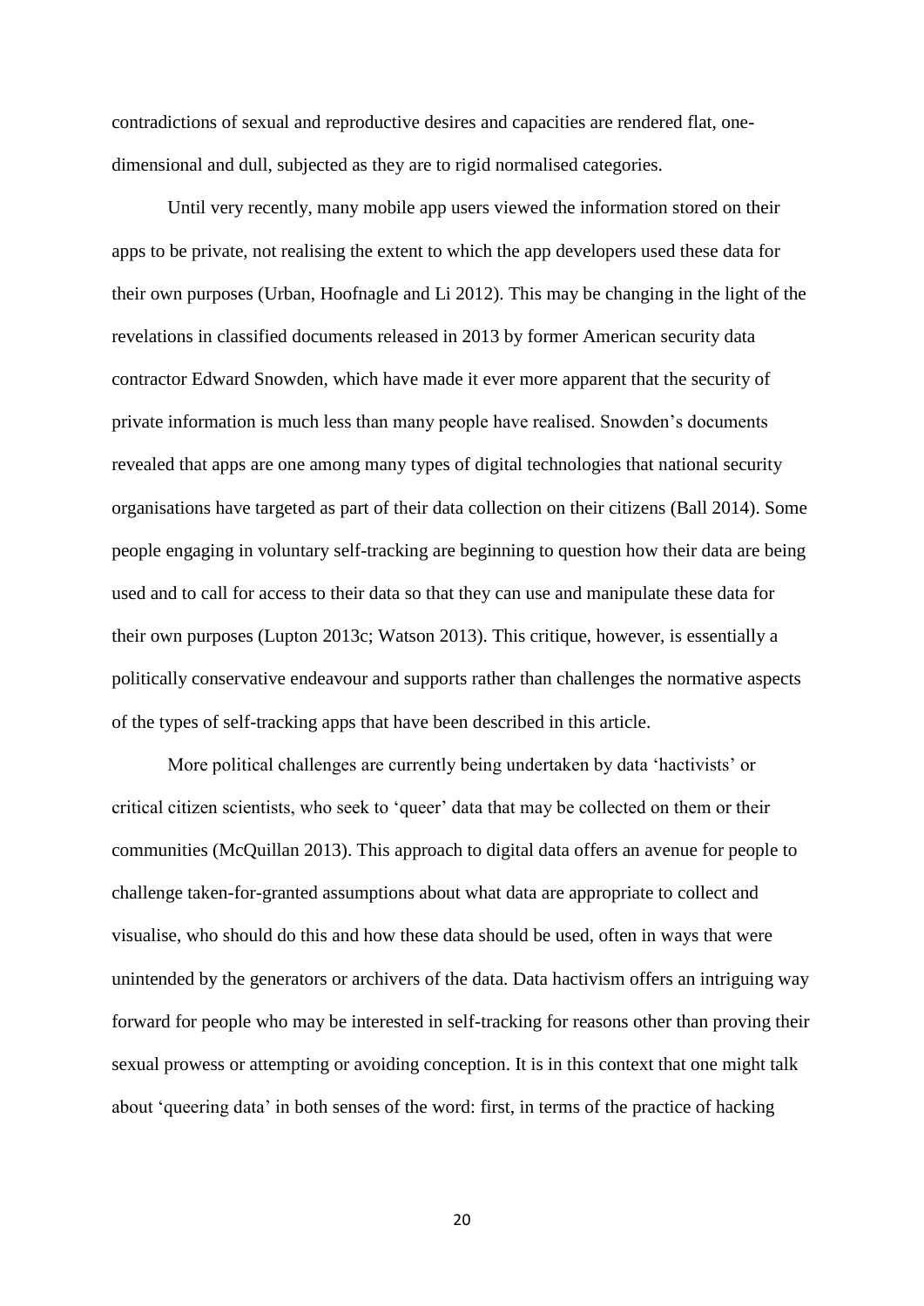contradictions of sexual and reproductive desires and capacities are rendered flat, one-dimensional and dull, subjected as they are to rigid normalised categories.

Until very recently, many mobile app users viewed the information stored on their apps to be private, not realising the extent to which the app developers used these data for their own purposes (Urban, Hoofnagle and Li 2012). This may be changing in the light of the revelations in classified documents released in 2013 by former American security data contractor Edward Snowden, which have made it ever more apparent that the security of private information is much less than many people have realised. Snowden's documents revealed that apps are one among many types of digital technologies that national security organisations have targeted as part of their data collection on their citizens (Ball 2014). Some people engaging in voluntary self-tracking are beginning to question how their data are being used and to call for access to their data so that they can use and manipulate these data for their own purposes (Lupton 2013c; Watson 2013). This critique, however, is essentially a politically conservative endeavour and supports rather than challenges the normative aspects of the types of self-tracking apps that have been described in this article.

More political challenges are currently being undertaken by data 'hactivists' or critical citizen scientists, who seek to 'queer' data that may be collected on them or their communities (McQuillan 2013). This approach to digital data offers an avenue for people to challenge taken-for-granted assumptions about what data are appropriate to collect and visualise, who should do this and how these data should be used, often in ways that were unintended by the generators or archivers of the data. Data hactivism offers an intriguing way forward for people who may be interested in self-tracking for reasons other than proving their sexual prowess or attempting or avoiding conception. It is in this context that one might talk about 'queering data' in both senses of the word: first, in terms of the practice of hacking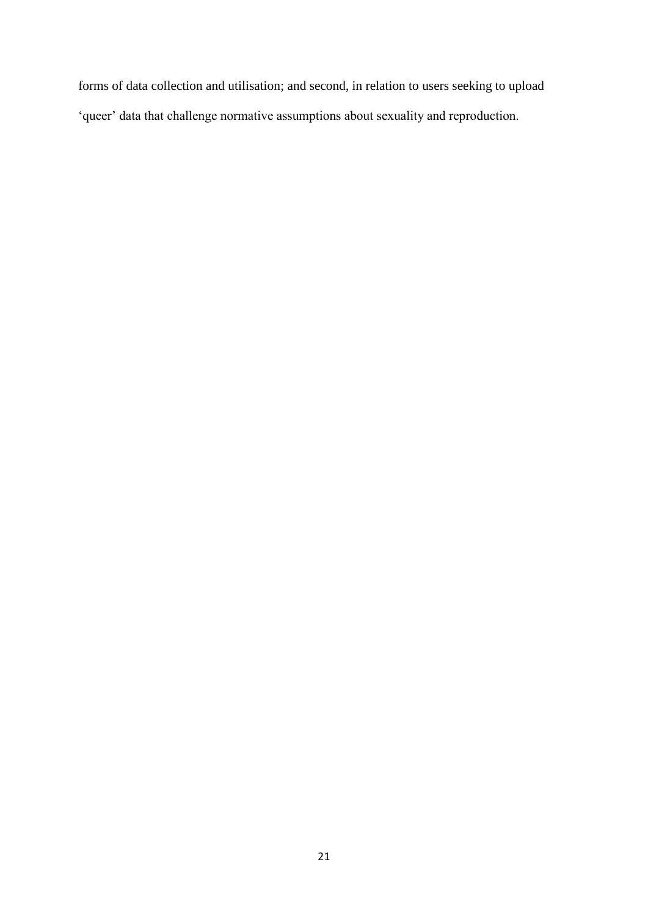forms of data collection and utilisation; and second, in relation to users seeking to upload 'queer' data that challenge normative assumptions about sexuality and reproduction.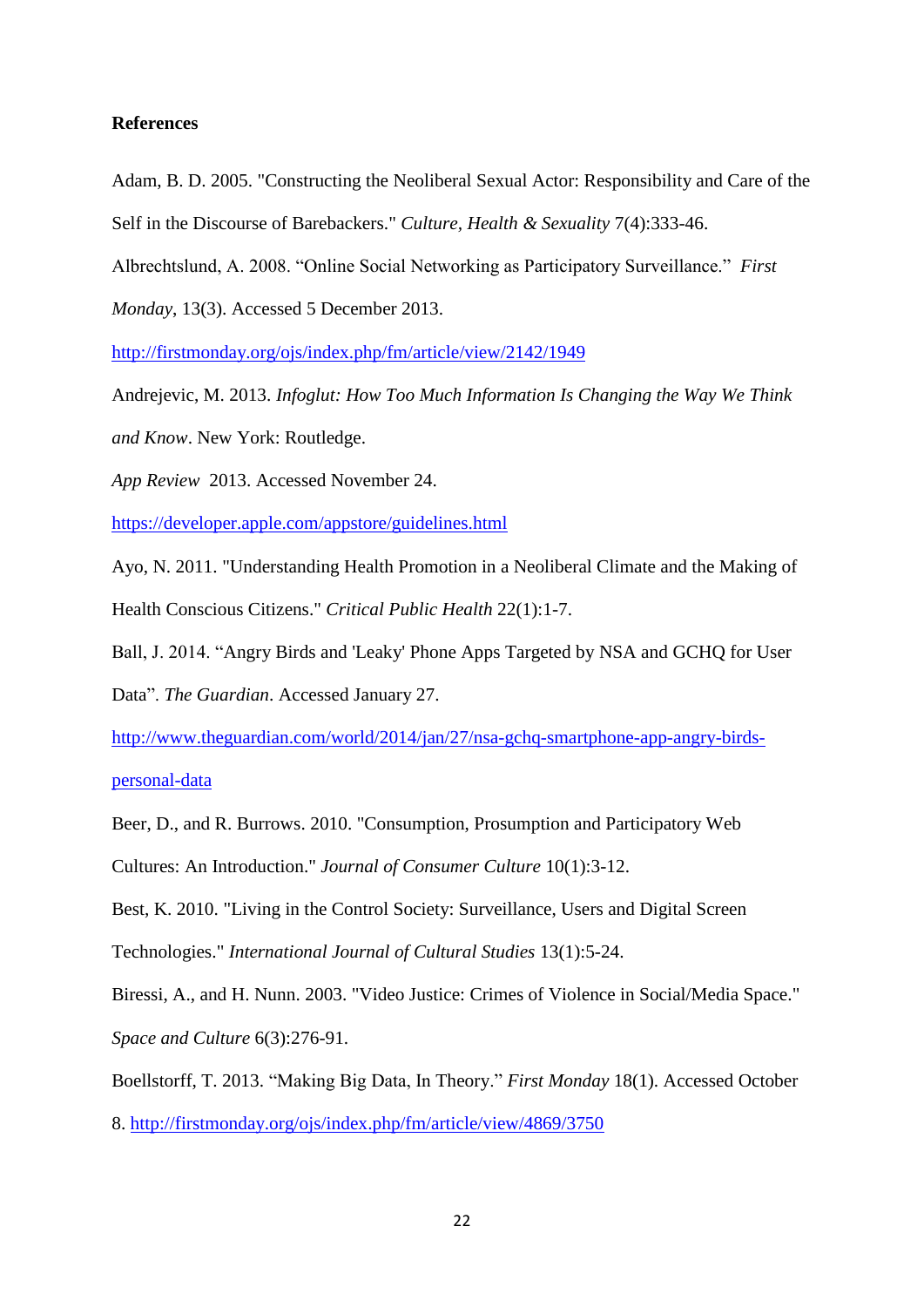**References**

Adam, B. D. 2005. "Constructing the Neoliberal Sexual Actor: Responsibility and Care of the Self in the Discourse of Barebackers." *Culture, Health & Sexuality* 7(4):333-46.

Albrechtslund, A. 2008. "Online Social Networking as Participatory Surveillance." *First Monday*, 13(3). Accessed 5 December 2013. http://firstmonday.org/ojs/index.php/fm/article/view/2142/1949

Andrejevic, M. 2013. *Infoglut: How Too Much Information Is Changing the Way We Think and Know*. New York: Routledge.

*App Review* 2013. Accessed November 24. https://developer.apple.com/appstore/guidelines.html

Ayo, N. 2011. "Understanding Health Promotion in a Neoliberal Climate and the Making of Health Conscious Citizens." *Critical Public Health* 22(1):1-7.

Ball, J. 2014. "Angry Birds and 'Leaky' Phone Apps Targeted by NSA and GCHQ for User Data". *The Guardian*. Accessed January 27. http://www.theguardian.com/world/2014/jan/27/nsa-gchq-smartphone-app-angry-birds-personal-data

Beer, D., and R. Burrows. 2010. "Consumption, Prosumption and Participatory Web Cultures: An Introduction." *Journal of Consumer Culture* 10(1):3-12.

Best, K. 2010. "Living in the Control Society: Surveillance, Users and Digital Screen Technologies." *International Journal of Cultural Studies* 13(1):5-24.

Biressi, A., and H. Nunn. 2003. "Video Justice: Crimes of Violence in Social/Media Space." *Space and Culture* 6(3):276-91.

Boellstorff, T. 2013. "Making Big Data, In Theory." *First Monday* 18(1). Accessed October 8. http://firstmonday.org/ojs/index.php/fm/article/view/4869/3750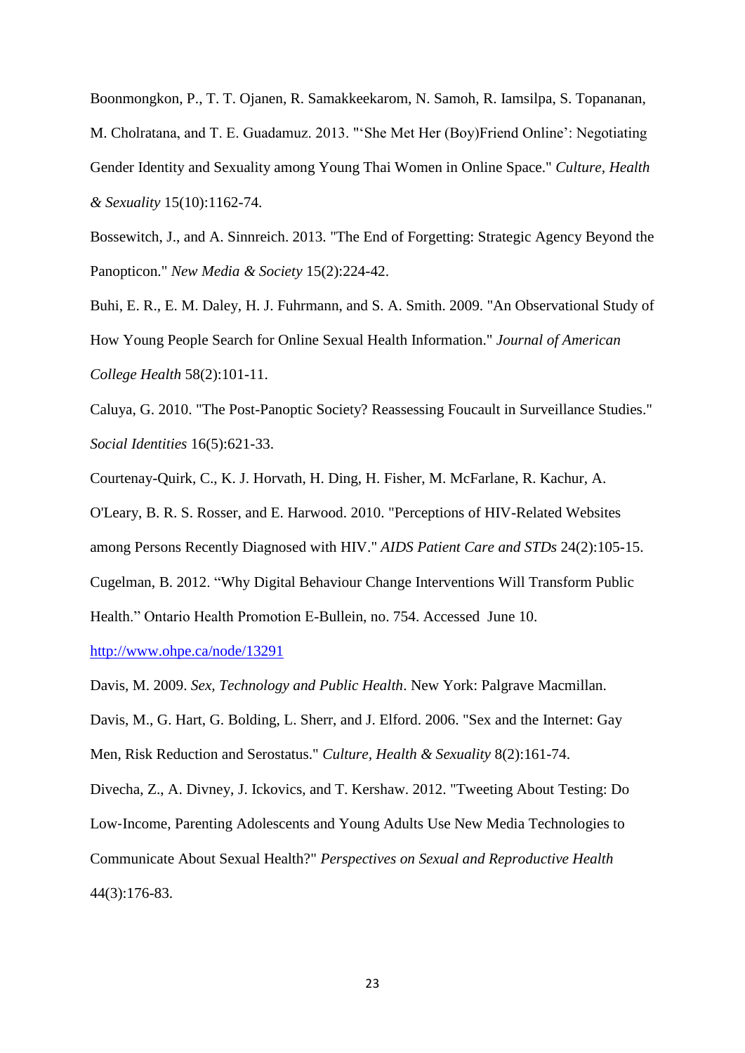Boonmongkon, P., T. T. Ojanen, R. Samakkeekarom, N. Samoh, R. Iamsilpa, S. Topananan, M. Cholratana, and T. E. Guadamuz. 2013. "'She Met Her (Boy)Friend Online': Negotiating Gender Identity and Sexuality among Young Thai Women in Online Space." *Culture, Health & Sexuality* 15(10):1162-74.

Bossewitch, J., and A. Sinnreich. 2013. "The End of Forgetting: Strategic Agency Beyond the Panopticon." *New Media & Society* 15(2):224-42.

Buhi, E. R., E. M. Daley, H. J. Fuhrmann, and S. A. Smith. 2009. "An Observational Study of How Young People Search for Online Sexual Health Information." *Journal of American College Health* 58(2):101-11.

Caluya, G. 2010. "The Post-Panoptic Society? Reassessing Foucault in Surveillance Studies." *Social Identities* 16(5):621-33.

Courtenay-Quirk, C., K. J. Horvath, H. Ding, H. Fisher, M. McFarlane, R. Kachur, A. O'Leary, B. R. S. Rosser, and E. Harwood. 2010. "Perceptions of HIV-Related Websites among Persons Recently Diagnosed with HIV." *AIDS Patient Care and STDs* 24(2):105-15.

Cugelman, B. 2012. "Why Digital Behaviour Change Interventions Will Transform Public Health." Ontario Health Promotion E-Bullein, no. 754. Accessed June 10. http://www.ohpe.ca/node/13291

Davis, M. 2009. *Sex, Technology and Public Health*. New York: Palgrave Macmillan.

Davis, M., G. Hart, G. Bolding, L. Sherr, and J. Elford. 2006. "Sex and the Internet: Gay Men, Risk Reduction and Serostatus." *Culture, Health & Sexuality* 8(2):161-74.

Divecha, Z., A. Divney, J. Ickovics, and T. Kershaw. 2012. "Tweeting About Testing: Do Low-Income, Parenting Adolescents and Young Adults Use New Media Technologies to Communicate About Sexual Health?" *Perspectives on Sexual and Reproductive Health* 44(3):176-83.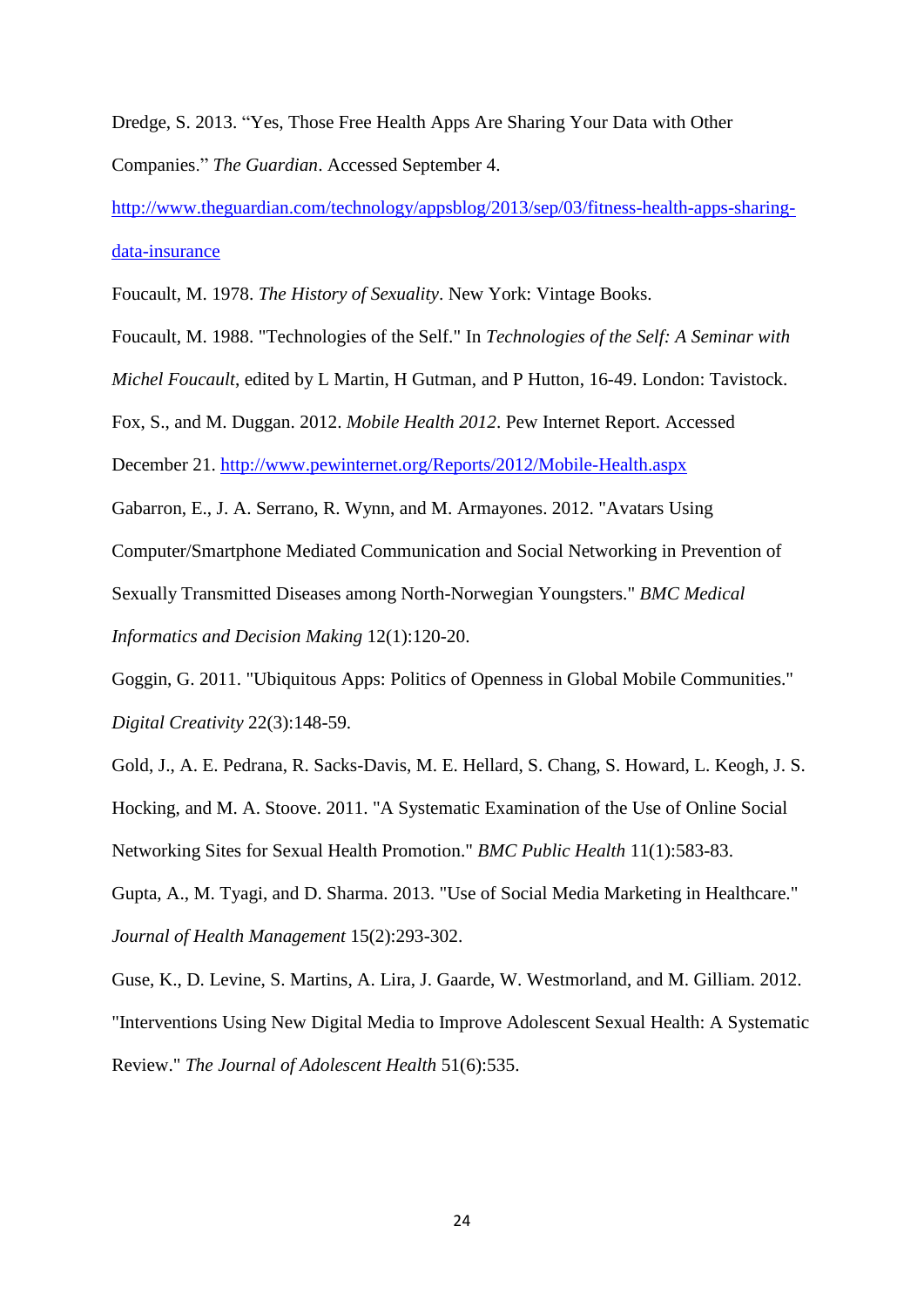Dredge, S. 2013. “Yes, Those Free Health Apps Are Sharing Your Data with Other Companies.” *The Guardian*. Accessed September 4. [http://www.theguardian.com/technology/appsblog/2013/sep/03/fitness-health-apps-sharing-data-insurance](http://www.theguardian.com/technology/appsblog/2013/sep/03/fitness-health-apps-sharing-data-insurance)

Foucault, M. 1978. *The History of Sexuality*. New York: Vintage Books.

Foucault, M. 1988. "Technologies of the Self." In *Technologies of the Self: A Seminar with Michel Foucault*, edited by L Martin, H Gutman, and P Hutton, 16-49. London: Tavistock.

Fox, S., and M. Duggan. 2012. *Mobile Health 2012*. Pew Internet Report. Accessed December 21. [http://www.pewinternet.org/Reports/2012/Mobile-Health.aspx](http://www.pewinternet.org/Reports/2012/Mobile-Health.aspx)

Gabarron, E., J. A. Serrano, R. Wynn, and M. Armayones. 2012. "Avatars Using Computer/Smartphone Mediated Communication and Social Networking in Prevention of Sexually Transmitted Diseases among North-Norwegian Youngsters." *BMC Medical Informatics and Decision Making* 12(1):120-20.

Goggin, G. 2011. "Ubiquitous Apps: Politics of Openness in Global Mobile Communities." *Digital Creativity* 22(3):148-59.

Gold, J., A. E. Pedrana, R. Sacks-Davis, M. E. Hellard, S. Chang, S. Howard, L. Keogh, J. S. Hocking, and M. A. Stoove. 2011. "A Systematic Examination of the Use of Online Social Networking Sites for Sexual Health Promotion." *BMC Public Health* 11(1):583-83.

Gupta, A., M. Tyagi, and D. Sharma. 2013. "Use of Social Media Marketing in Healthcare." *Journal of Health Management* 15(2):293-302.

Guse, K., D. Levine, S. Martins, A. Lira, J. Gaarde, W. Westmorland, and M. Gilliam. 2012. "Interventions Using New Digital Media to Improve Adolescent Sexual Health: A Systematic Review." *The Journal of Adolescent Health* 51(6):535.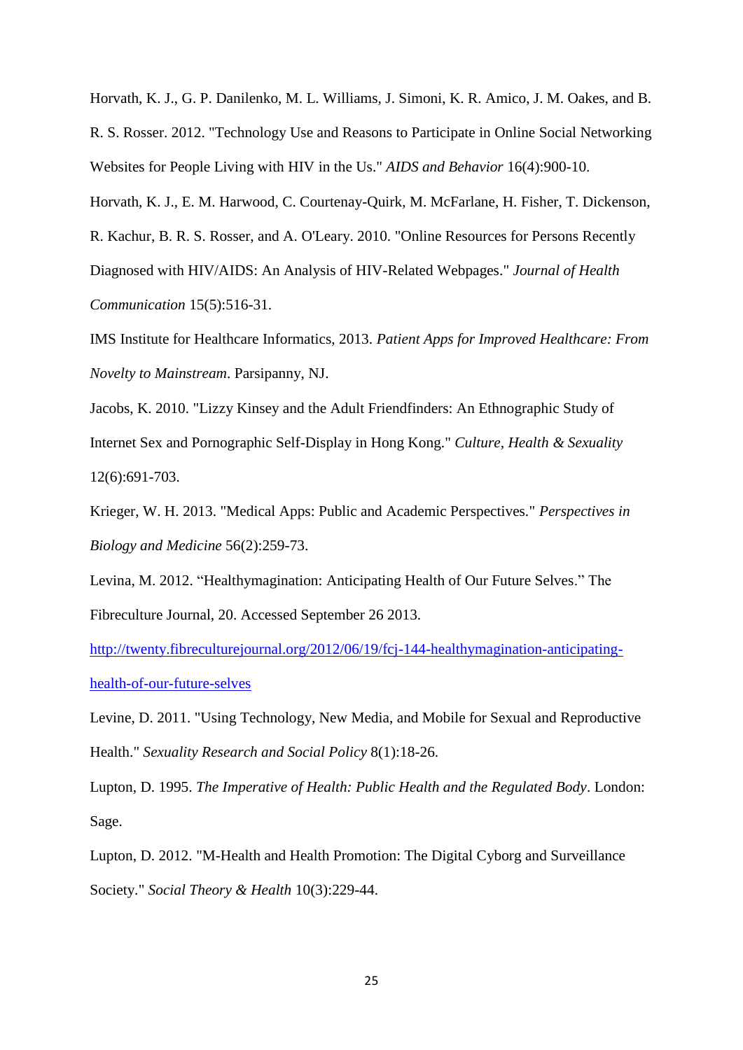Horvath, K. J., G. P. Danilenko, M. L. Williams, J. Simoni, K. R. Amico, J. M. Oakes, and B. R. S. Rosser. 2012. "Technology Use and Reasons to Participate in Online Social Networking Websites for People Living with HIV in the Us." *AIDS and Behavior* 16(4):900-10.

Horvath, K. J., E. M. Harwood, C. Courtenay-Quirk, M. McFarlane, H. Fisher, T. Dickenson, R. Kachur, B. R. S. Rosser, and A. O'Leary. 2010. "Online Resources for Persons Recently Diagnosed with HIV/AIDS: An Analysis of HIV-Related Webpages." *Journal of Health Communication* 15(5):516-31.

IMS Institute for Healthcare Informatics, 2013. *Patient Apps for Improved Healthcare: From Novelty to Mainstream*. Parsipanny, NJ.

Jacobs, K. 2010. "Lizzy Kinsey and the Adult Friendfinders: An Ethnographic Study of Internet Sex and Pornographic Self-Display in Hong Kong." *Culture, Health & Sexuality* 12(6):691-703.

Krieger, W. H. 2013. "Medical Apps: Public and Academic Perspectives." *Perspectives in Biology and Medicine* 56(2):259-73.

Levina, M. 2012. "Healthymagination: Anticipating Health of Our Future Selves." The Fibreculture Journal, 20. Accessed September 26 2013. [http://twenty.fibreculturejournal.org/2012/06/19/fcj-144-healthymagination-anticipating-health-of-our-future-selves](http://twenty.fibreculturejournal.org/2012/06/19/fcj-144-healthymagination-anticipating-health-of-our-future-selves)

Levine, D. 2011. "Using Technology, New Media, and Mobile for Sexual and Reproductive Health." *Sexuality Research and Social Policy* 8(1):18-26.

Lupton, D. 1995. *The Imperative of Health: Public Health and the Regulated Body*. London: Sage.

Lupton, D. 2012. "M-Health and Health Promotion: The Digital Cyborg and Surveillance Society." *Social Theory & Health* 10(3):229-44.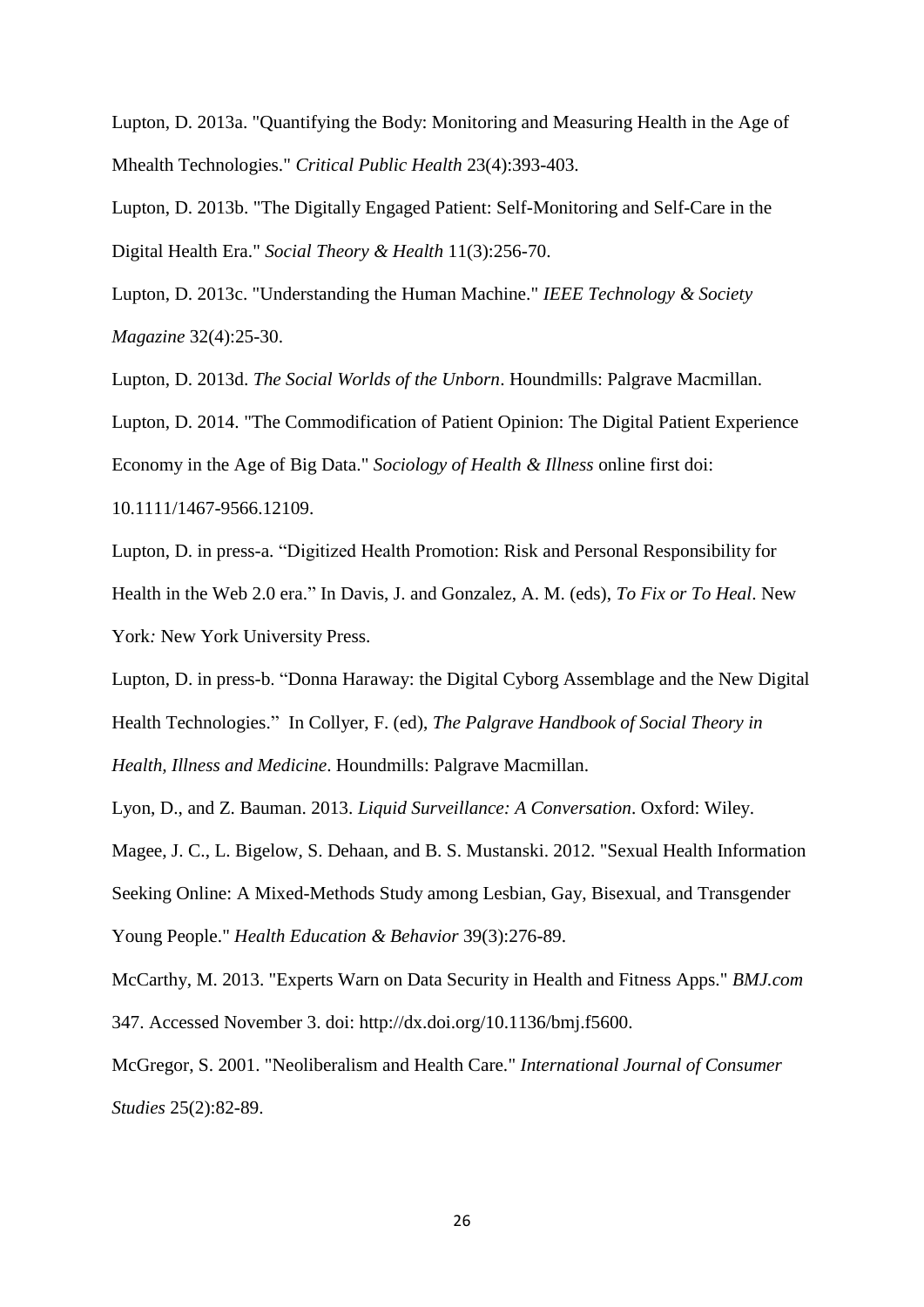Lupton, D. 2013a. "Quantifying the Body: Monitoring and Measuring Health in the Age of Mhealth Technologies." *Critical Public Health* 23(4):393-403.

Lupton, D. 2013b. "The Digitally Engaged Patient: Self-Monitoring and Self-Care in the Digital Health Era." *Social Theory & Health* 11(3):256-70.

Lupton, D. 2013c. "Understanding the Human Machine." *IEEE Technology & Society Magazine* 32(4):25-30.

Lupton, D. 2013d. *The Social Worlds of the Unborn*. Houndmills: Palgrave Macmillan.

Lupton, D. 2014. "The Commodification of Patient Opinion: The Digital Patient Experience Economy in the Age of Big Data." *Sociology of Health & Illness* online first doi: 10.1111/1467-9566.12109.

Lupton, D. in press-a. "Digitized Health Promotion: Risk and Personal Responsibility for Health in the Web 2.0 era." In Davis, J. and Gonzalez, A. M. (eds), *To Fix or To Heal*. New York: New York University Press.

Lupton, D. in press-b. "Donna Haraway: the Digital Cyborg Assemblage and the New Digital Health Technologies." In Collyer, F. (ed), *The Palgrave Handbook of Social Theory in Health, Illness and Medicine*. Houndmills: Palgrave Macmillan.

Lyon, D., and Z. Bauman. 2013. *Liquid Surveillance: A Conversation*. Oxford: Wiley.

Magee, J. C., L. Bigelow, S. Dehaan, and B. S. Mustanski. 2012. "Sexual Health Information Seeking Online: A Mixed-Methods Study among Lesbian, Gay, Bisexual, and Transgender Young People." *Health Education & Behavior* 39(3):276-89.

McCarthy, M. 2013. "Experts Warn on Data Security in Health and Fitness Apps." *BMJ.com* 347. Accessed November 3. doi: http://dx.doi.org/10.1136/bmj.f5600.

McGregor, S. 2001. "Neoliberalism and Health Care." *International Journal of Consumer Studies* 25(2):82-89.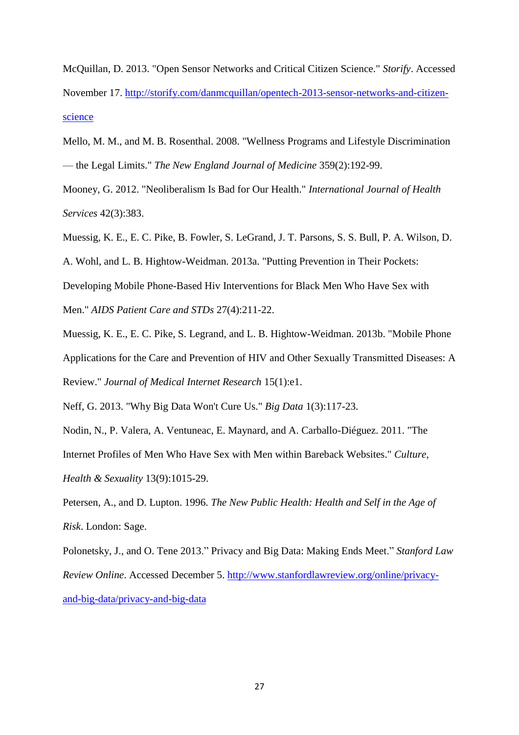McQuillan, D. 2013. "Open Sensor Networks and Critical Citizen Science." *Storify*. Accessed November 17. http://storify.com/danmcquillan/opentech-2013-sensor-networks-and-citizen-science

Mello, M. M., and M. B. Rosenthal. 2008. "Wellness Programs and Lifestyle Discrimination — the Legal Limits." *The New England Journal of Medicine* 359(2):192-99.

Mooney, G. 2012. "Neoliberalism Is Bad for Our Health." *International Journal of Health Services* 42(3):383.

Muessig, K. E., E. C. Pike, B. Fowler, S. LeGrand, J. T. Parsons, S. S. Bull, P. A. Wilson, D. A. Wohl, and L. B. Hightow-Weidman. 2013a. "Putting Prevention in Their Pockets: Developing Mobile Phone-Based Hiv Interventions for Black Men Who Have Sex with Men." *AIDS Patient Care and STDs* 27(4):211-22.

Muessig, K. E., E. C. Pike, S. Legrand, and L. B. Hightow-Weidman. 2013b. "Mobile Phone Applications for the Care and Prevention of HIV and Other Sexually Transmitted Diseases: A Review." *Journal of Medical Internet Research* 15(1):e1.

Neff, G. 2013. "Why Big Data Won't Cure Us." *Big Data* 1(3):117-23.

Nodin, N., P. Valera, A. Ventuneac, E. Maynard, and A. Carballo-Diéguez. 2011. "The Internet Profiles of Men Who Have Sex with Men within Bareback Websites." *Culture, Health & Sexuality* 13(9):1015-29.

Petersen, A., and D. Lupton. 1996. *The New Public Health: Health and Self in the Age of Risk*. London: Sage.

Polonetsky, J., and O. Tene 2013." Privacy and Big Data: Making Ends Meet." *Stanford Law Review Online*. Accessed December 5. http://www.stanfordlawreview.org/online/privacy-and-big-data/privacy-and-big-data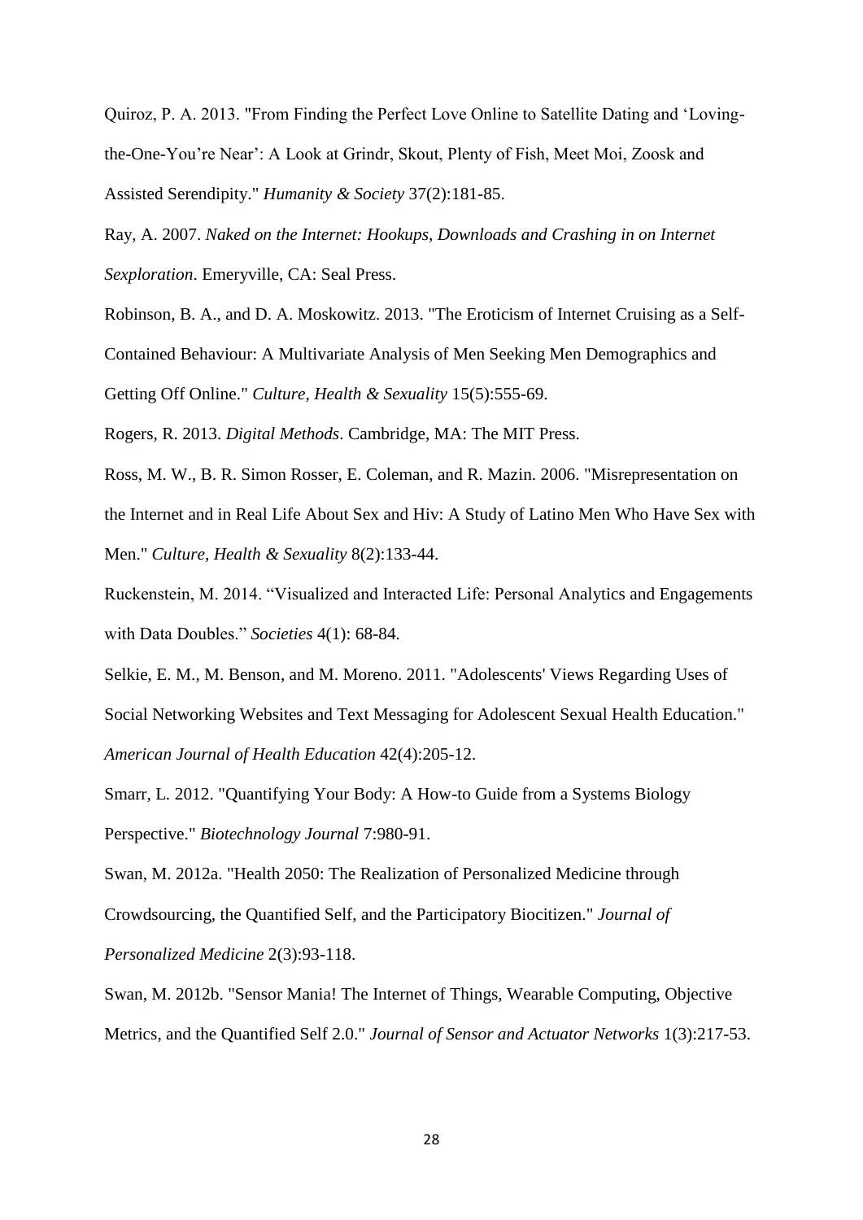Quiroz, P. A. 2013. "From Finding the Perfect Love Online to Satellite Dating and 'Loving-the-One-You're Near': A Look at Grindr, Skout, Plenty of Fish, Meet Moi, Zoosk and Assisted Serendipity." *Humanity & Society* 37(2):181-85.

Ray, A. 2007. *Naked on the Internet: Hookups, Downloads and Crashing in on Internet Sexploration*. Emeryville, CA: Seal Press.

Robinson, B. A., and D. A. Moskowitz. 2013. "The Eroticism of Internet Cruising as a Self-Contained Behaviour: A Multivariate Analysis of Men Seeking Men Demographics and Getting Off Online." *Culture, Health & Sexuality* 15(5):555-69.

Rogers, R. 2013. *Digital Methods*. Cambridge, MA: The MIT Press.

Ross, M. W., B. R. Simon Rosser, E. Coleman, and R. Mazin. 2006. "Misrepresentation on the Internet and in Real Life About Sex and Hiv: A Study of Latino Men Who Have Sex with Men." *Culture, Health & Sexuality* 8(2):133-44.

Ruckenstein, M. 2014. "Visualized and Interacted Life: Personal Analytics and Engagements with Data Doubles." *Societies* 4(1): 68-84.

Selkie, E. M., M. Benson, and M. Moreno. 2011. "Adolescents' Views Regarding Uses of Social Networking Websites and Text Messaging for Adolescent Sexual Health Education." *American Journal of Health Education* 42(4):205-12.

Smarr, L. 2012. "Quantifying Your Body: A How-to Guide from a Systems Biology Perspective." *Biotechnology Journal* 7:980-91.

Swan, M. 2012a. "Health 2050: The Realization of Personalized Medicine through Crowdsourcing, the Quantified Self, and the Participatory Biocitizen." *Journal of Personalized Medicine* 2(3):93-118.

Swan, M. 2012b. "Sensor Mania! The Internet of Things, Wearable Computing, Objective Metrics, and the Quantified Self 2.0." *Journal of Sensor and Actuator Networks* 1(3):217-53.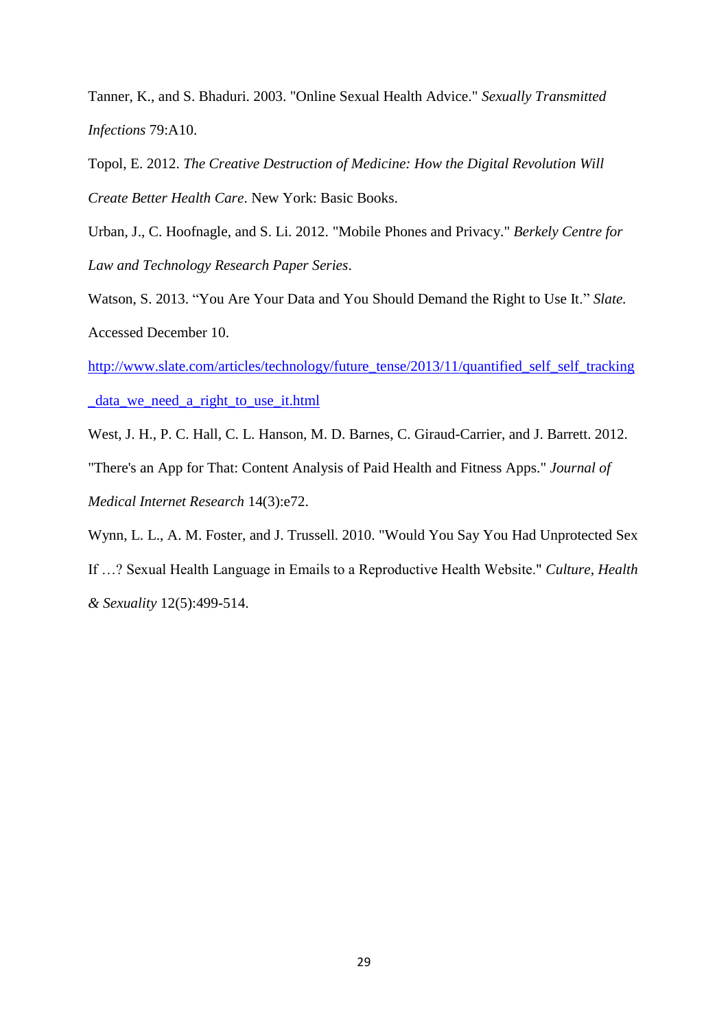Tanner, K., and S. Bhaduri. 2003. "Online Sexual Health Advice." *Sexually Transmitted Infections* 79:A10.

Topol, E. 2012. *The Creative Destruction of Medicine: How the Digital Revolution Will Create Better Health Care*. New York: Basic Books.

Urban, J., C. Hoofnagle, and S. Li. 2012. "Mobile Phones and Privacy." *Berkely Centre for Law and Technology Research Paper Series*.

Watson, S. 2013. "You Are Your Data and You Should Demand the Right to Use It." *Slate.* Accessed December 10. http://www.slate.com/articles/technology/future_tense/2013/11/quantified_self_self_tracking_data_we_need_a_right_to_use_it.html

West, J. H., P. C. Hall, C. L. Hanson, M. D. Barnes, C. Giraud-Carrier, and J. Barrett. 2012. "There's an App for That: Content Analysis of Paid Health and Fitness Apps." *Journal of Medical Internet Research* 14(3):e72.

Wynn, L. L., A. M. Foster, and J. Trussell. 2010. "Would You Say You Had Unprotected Sex If …? Sexual Health Language in Emails to a Reproductive Health Website." *Culture, Health & Sexuality* 12(5):499-514.